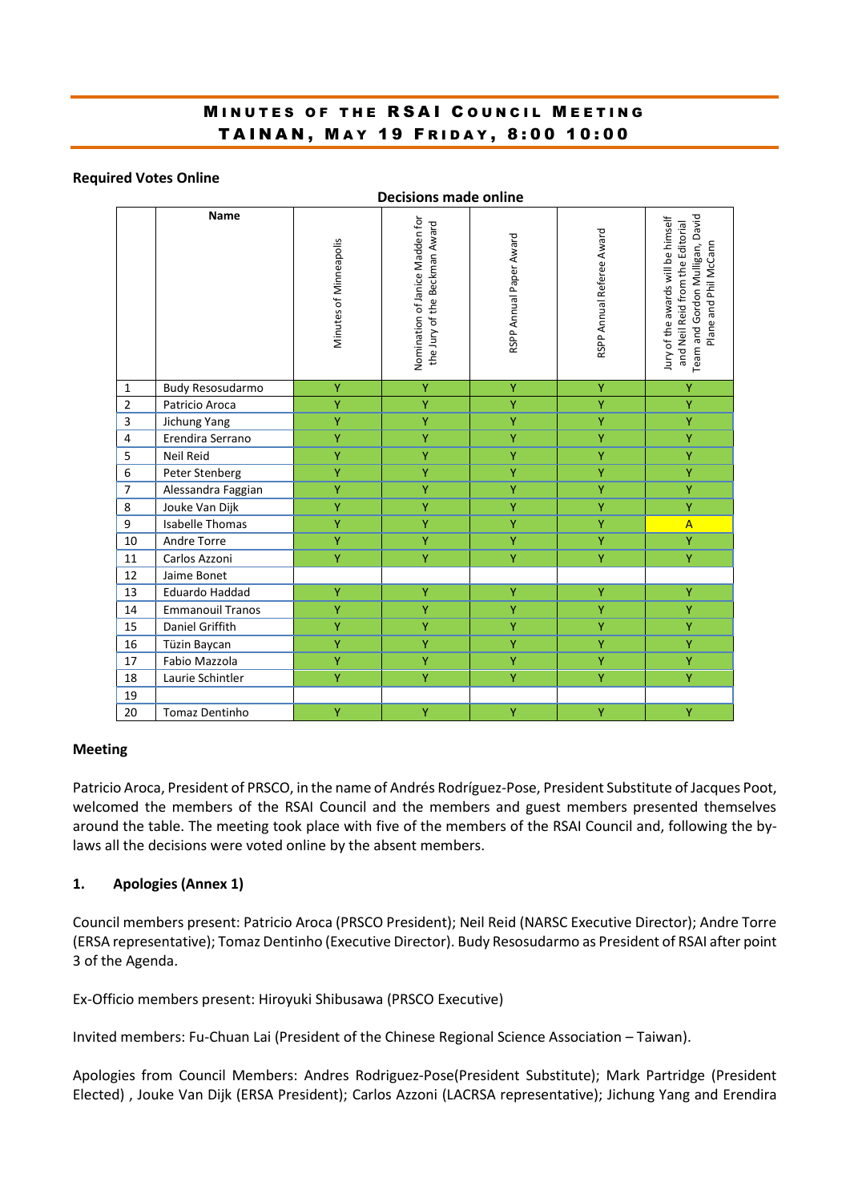# MINUTES OF THE RSAI COUNCIL MEETING TAINAN, MAY 19 FRIDAY, 8:00 10:00

**Required Votes Online**

**Decisions made online**

| | Name | Minutes of Minneapolis | Nomination of Janice Madden for the Jury of the Beckman Award | RSPP Annual Paper Award | RSPP Annual Referee Award | Jury of the awards will be himself and Neil Reid from the Editorial Team and Gordon Mulligan, David Plane and Phil McCann |
|---|---|---|---|---|---|---|
| 1 | Budy Resosudarmo | Y | Y | Y | Y | Y |
| 2 | Patricio Aroca | Y | Y | Y | Y | Y |
| 3 | Jichung Yang | Y | Y | Y | Y | Y |
| 4 | Erendira Serrano | Y | Y | Y | Y | Y |
| 5 | Neil Reid | Y | Y | Y | Y | Y |
| 6 | Peter Stenberg | Y | Y | Y | Y | Y |
| 7 | Alessandra Faggian | Y | Y | Y | Y | Y |
| 8 | Jouke Van Dijk | Y | Y | Y | Y | Y |
| 9 | Isabelle Thomas | Y | Y | Y | Y | A |
| 10 | Andre Torre | Y | Y | Y | Y | Y |
| 11 | Carlos Azzoni | Y | Y | Y | Y | Y |
| 12 | Jaime Bonet | | | | | |
| 13 | Eduardo Haddad | Y | Y | Y | Y | Y |
| 14 | Emmanouil Tranos | Y | Y | Y | Y | Y |
| 15 | Daniel Griffith | Y | Y | Y | Y | Y |
| 16 | Tüzin Baycan | Y | Y | Y | Y | Y |
| 17 | Fabio Mazzola | Y | Y | Y | Y | Y |
| 18 | Laurie Schintler | Y | Y | Y | Y | Y |
| 19 | | | | | | |
| 20 | Tomaz Dentinho | Y | Y | Y | Y | Y |

**Meeting**

Patricio Aroca, President of PRSCO, in the name of Andrés Rodríguez-Pose, President Substitute of Jacques Poot, welcomed the members of the RSAI Council and the members and guest members presented themselves around the table. The meeting took place with five of the members of the RSAI Council and, following the by-laws all the decisions were voted online by the absent members.

**1. Apologies (Annex 1)**

Council members present: Patricio Aroca (PRSCO President); Neil Reid (NARSC Executive Director); Andre Torre (ERSA representative); Tomaz Dentinho (Executive Director). Budy Resosudarmo as President of RSAI after point 3 of the Agenda.

Ex-Officio members present: Hiroyuki Shibusawa (PRSCO Executive)

Invited members: Fu-Chuan Lai (President of the Chinese Regional Science Association – Taiwan).

Apologies from Council Members: Andres Rodriguez-Pose(President Substitute); Mark Partridge (President Elected) , Jouke Van Dijk (ERSA President); Carlos Azzoni (LACRSA representative); Jichung Yang and Erendira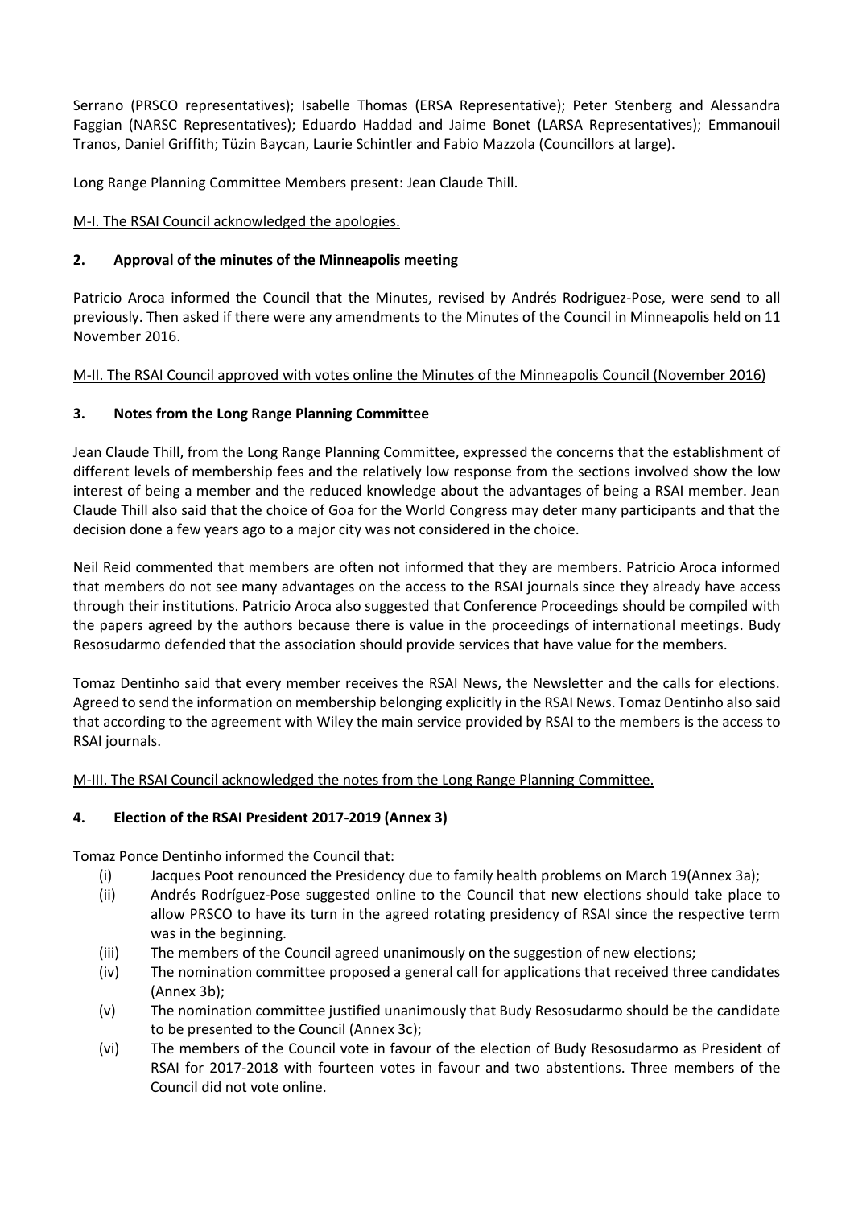Serrano (PRSCO representatives); Isabelle Thomas (ERSA Representative); Peter Stenberg and Alessandra Faggian (NARSC Representatives); Eduardo Haddad and Jaime Bonet (LARSA Representatives); Emmanouil Tranos, Daniel Griffith; Tüzin Baycan, Laurie Schintler and Fabio Mazzola (Councillors at large).

Long Range Planning Committee Members present: Jean Claude Thill.

M-I. The RSAI Council acknowledged the apologies.

## 2. Approval of the minutes of the Minneapolis meeting

Patricio Aroca informed the Council that the Minutes, revised by Andrés Rodriguez-Pose, were send to all previously. Then asked if there were any amendments to the Minutes of the Council in Minneapolis held on 11 November 2016.

M-II. The RSAI Council approved with votes online the Minutes of the Minneapolis Council (November 2016)

## 3. Notes from the Long Range Planning Committee

Jean Claude Thill, from the Long Range Planning Committee, expressed the concerns that the establishment of different levels of membership fees and the relatively low response from the sections involved show the low interest of being a member and the reduced knowledge about the advantages of being a RSAI member. Jean Claude Thill also said that the choice of Goa for the World Congress may deter many participants and that the decision done a few years ago to a major city was not considered in the choice.

Neil Reid commented that members are often not informed that they are members. Patricio Aroca informed that members do not see many advantages on the access to the RSAI journals since they already have access through their institutions. Patricio Aroca also suggested that Conference Proceedings should be compiled with the papers agreed by the authors because there is value in the proceedings of international meetings. Budy Resosudarmo defended that the association should provide services that have value for the members.

Tomaz Dentinho said that every member receives the RSAI News, the Newsletter and the calls for elections. Agreed to send the information on membership belonging explicitly in the RSAI News. Tomaz Dentinho also said that according to the agreement with Wiley the main service provided by RSAI to the members is the access to RSAI journals.

M-III. The RSAI Council acknowledged the notes from the Long Range Planning Committee.

## 4. Election of the RSAI President 2017-2019 (Annex 3)

Tomaz Ponce Dentinho informed the Council that:

(i) Jacques Poot renounced the Presidency due to family health problems on March 19(Annex 3a);

(ii) Andrés Rodríguez-Pose suggested online to the Council that new elections should take place to allow PRSCO to have its turn in the agreed rotating presidency of RSAI since the respective term was in the beginning.

(iii) The members of the Council agreed unanimously on the suggestion of new elections;

(iv) The nomination committee proposed a general call for applications that received three candidates (Annex 3b);

(v) The nomination committee justified unanimously that Budy Resosudarmo should be the candidate to be presented to the Council (Annex 3c);

(vi) The members of the Council vote in favour of the election of Budy Resosudarmo as President of RSAI for 2017-2018 with fourteen votes in favour and two abstentions. Three members of the Council did not vote online.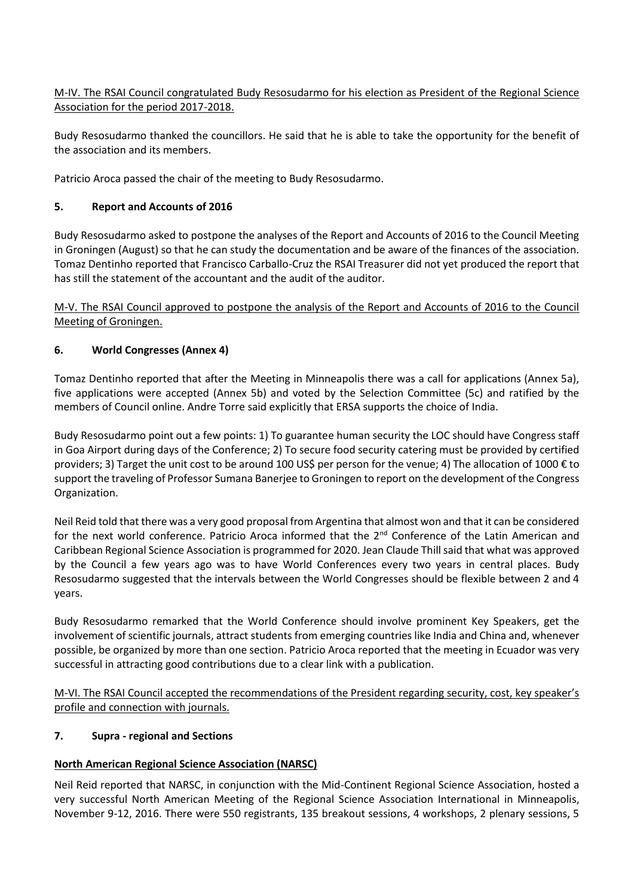M-IV. The RSAI Council congratulated Budy Resosudarmo for his election as President of the Regional Science Association for the period 2017-2018.

Budy Resosudarmo thanked the councillors. He said that he is able to take the opportunity for the benefit of the association and its members.

Patricio Aroca passed the chair of the meeting to Budy Resosudarmo.

## 5. Report and Accounts of 2016

Budy Resosudarmo asked to postpone the analyses of the Report and Accounts of 2016 to the Council Meeting in Groningen (August) so that he can study the documentation and be aware of the finances of the association. Tomaz Dentinho reported that Francisco Carballo-Cruz the RSAI Treasurer did not yet produced the report that has still the statement of the accountant and the audit of the auditor.

M-V. The RSAI Council approved to postpone the analysis of the Report and Accounts of 2016 to the Council Meeting of Groningen.

## 6. World Congresses (Annex 4)

Tomaz Dentinho reported that after the Meeting in Minneapolis there was a call for applications (Annex 5a), five applications were accepted (Annex 5b) and voted by the Selection Committee (5c) and ratified by the members of Council online. Andre Torre said explicitly that ERSA supports the choice of India.

Budy Resosudarmo point out a few points: 1) To guarantee human security the LOC should have Congress staff in Goa Airport during days of the Conference; 2) To secure food security catering must be provided by certified providers; 3) Target the unit cost to be around 100 US$ per person for the venue; 4) The allocation of 1000 € to support the traveling of Professor Sumana Banerjee to Groningen to report on the development of the Congress Organization.

Neil Reid told that there was a very good proposal from Argentina that almost won and that it can be considered for the next world conference. Patricio Aroca informed that the 2nd Conference of the Latin American and Caribbean Regional Science Association is programmed for 2020. Jean Claude Thill said that what was approved by the Council a few years ago was to have World Conferences every two years in central places. Budy Resosudarmo suggested that the intervals between the World Congresses should be flexible between 2 and 4 years.

Budy Resosudarmo remarked that the World Conference should involve prominent Key Speakers, get the involvement of scientific journals, attract students from emerging countries like India and China and, whenever possible, be organized by more than one section. Patricio Aroca reported that the meeting in Ecuador was very successful in attracting good contributions due to a clear link with a publication.

M-VI. The RSAI Council accepted the recommendations of the President regarding security, cost, key speaker's profile and connection with journals.

## 7. Supra - regional and Sections

### North American Regional Science Association (NARSC)

Neil Reid reported that NARSC, in conjunction with the Mid-Continent Regional Science Association, hosted a very successful North American Meeting of the Regional Science Association International in Minneapolis, November 9-12, 2016. There were 550 registrants, 135 breakout sessions, 4 workshops, 2 plenary sessions, 5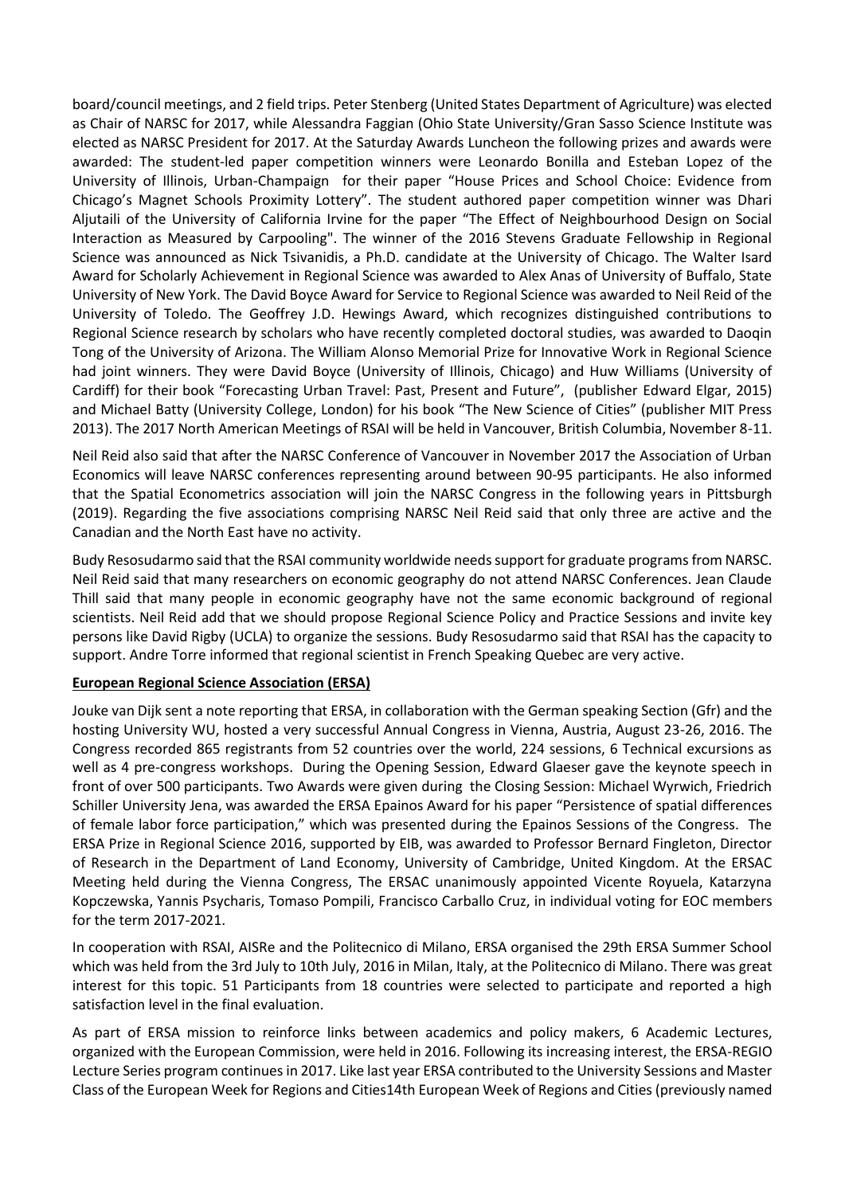board/council meetings, and 2 field trips. Peter Stenberg (United States Department of Agriculture) was elected as Chair of NARSC for 2017, while Alessandra Faggian (Ohio State University/Gran Sasso Science Institute was elected as NARSC President for 2017. At the Saturday Awards Luncheon the following prizes and awards were awarded: The student-led paper competition winners were Leonardo Bonilla and Esteban Lopez of the University of Illinois, Urban-Champaign for their paper "House Prices and School Choice: Evidence from Chicago's Magnet Schools Proximity Lottery". The student authored paper competition winner was Dhari Aljutaili of the University of California Irvine for the paper "The Effect of Neighbourhood Design on Social Interaction as Measured by Carpooling". The winner of the 2016 Stevens Graduate Fellowship in Regional Science was announced as Nick Tsivanidis, a Ph.D. candidate at the University of Chicago. The Walter Isard Award for Scholarly Achievement in Regional Science was awarded to Alex Anas of University of Buffalo, State University of New York. The David Boyce Award for Service to Regional Science was awarded to Neil Reid of the University of Toledo. The Geoffrey J.D. Hewings Award, which recognizes distinguished contributions to Regional Science research by scholars who have recently completed doctoral studies, was awarded to Daoqin Tong of the University of Arizona. The William Alonso Memorial Prize for Innovative Work in Regional Science had joint winners. They were David Boyce (University of Illinois, Chicago) and Huw Williams (University of Cardiff) for their book "Forecasting Urban Travel: Past, Present and Future", (publisher Edward Elgar, 2015) and Michael Batty (University College, London) for his book "The New Science of Cities" (publisher MIT Press 2013). The 2017 North American Meetings of RSAI will be held in Vancouver, British Columbia, November 8-11.

Neil Reid also said that after the NARSC Conference of Vancouver in November 2017 the Association of Urban Economics will leave NARSC conferences representing around between 90-95 participants. He also informed that the Spatial Econometrics association will join the NARSC Congress in the following years in Pittsburgh (2019). Regarding the five associations comprising NARSC Neil Reid said that only three are active and the Canadian and the North East have no activity.

Budy Resosudarmo said that the RSAI community worldwide needs support for graduate programs from NARSC. Neil Reid said that many researchers on economic geography do not attend NARSC Conferences. Jean Claude Thill said that many people in economic geography have not the same economic background of regional scientists. Neil Reid add that we should propose Regional Science Policy and Practice Sessions and invite key persons like David Rigby (UCLA) to organize the sessions. Budy Resosudarmo said that RSAI has the capacity to support. Andre Torre informed that regional scientist in French Speaking Quebec are very active.

**European Regional Science Association (ERSA)**

Jouke van Dijk sent a note reporting that ERSA, in collaboration with the German speaking Section (Gfr) and the hosting University WU, hosted a very successful Annual Congress in Vienna, Austria, August 23-26, 2016. The Congress recorded 865 registrants from 52 countries over the world, 224 sessions, 6 Technical excursions as well as 4 pre-congress workshops. During the Opening Session, Edward Glaeser gave the keynote speech in front of over 500 participants. Two Awards were given during the Closing Session: Michael Wyrwich, Friedrich Schiller University Jena, was awarded the ERSA Epainos Award for his paper "Persistence of spatial differences of female labor force participation," which was presented during the Epainos Sessions of the Congress. The ERSA Prize in Regional Science 2016, supported by EIB, was awarded to Professor Bernard Fingleton, Director of Research in the Department of Land Economy, University of Cambridge, United Kingdom. At the ERSAC Meeting held during the Vienna Congress, The ERSAC unanimously appointed Vicente Royuela, Katarzyna Kopczewska, Yannis Psycharis, Tomaso Pompili, Francisco Carballo Cruz, in individual voting for EOC members for the term 2017-2021.

In cooperation with RSAI, AISRe and the Politecnico di Milano, ERSA organised the 29th ERSA Summer School which was held from the 3rd July to 10th July, 2016 in Milan, Italy, at the Politecnico di Milano. There was great interest for this topic. 51 Participants from 18 countries were selected to participate and reported a high satisfaction level in the final evaluation.

As part of ERSA mission to reinforce links between academics and policy makers, 6 Academic Lectures, organized with the European Commission, were held in 2016. Following its increasing interest, the ERSA-REGIO Lecture Series program continues in 2017. Like last year ERSA contributed to the University Sessions and Master Class of the European Week for Regions and Cities14th European Week of Regions and Cities (previously named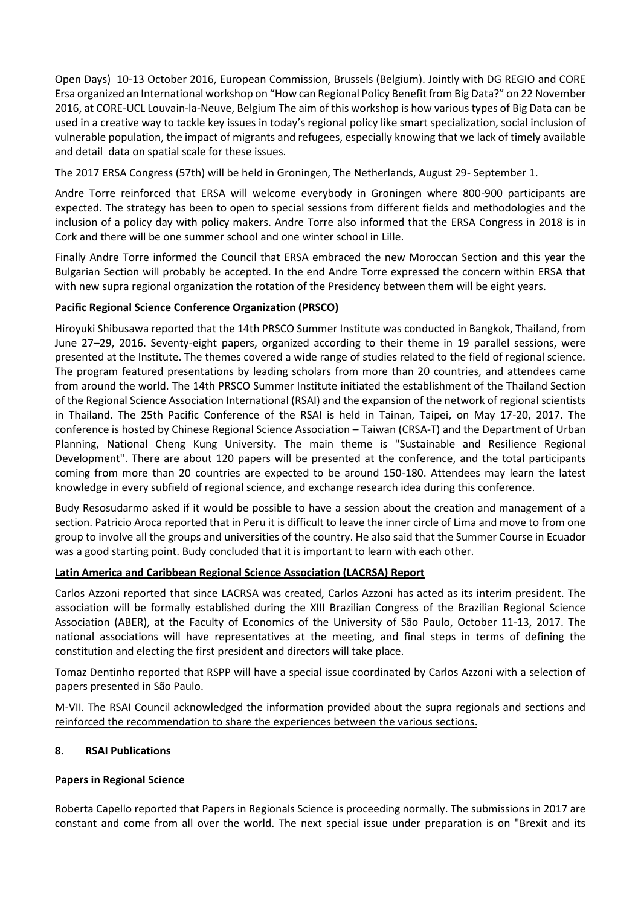Open Days) 10-13 October 2016, European Commission, Brussels (Belgium). Jointly with DG REGIO and CORE Ersa organized an International workshop on "How can Regional Policy Benefit from Big Data?" on 22 November 2016, at CORE-UCL Louvain-la-Neuve, Belgium The aim of this workshop is how various types of Big Data can be used in a creative way to tackle key issues in today's regional policy like smart specialization, social inclusion of vulnerable population, the impact of migrants and refugees, especially knowing that we lack of timely available and detail data on spatial scale for these issues.

The 2017 ERSA Congress (57th) will be held in Groningen, The Netherlands, August 29- September 1.

Andre Torre reinforced that ERSA will welcome everybody in Groningen where 800-900 participants are expected. The strategy has been to open to special sessions from different fields and methodologies and the inclusion of a policy day with policy makers. Andre Torre also informed that the ERSA Congress in 2018 is in Cork and there will be one summer school and one winter school in Lille.

Finally Andre Torre informed the Council that ERSA embraced the new Moroccan Section and this year the Bulgarian Section will probably be accepted. In the end Andre Torre expressed the concern within ERSA that with new supra regional organization the rotation of the Presidency between them will be eight years.

**Pacific Regional Science Conference Organization (PRSCO)**

Hiroyuki Shibusawa reported that the 14th PRSCO Summer Institute was conducted in Bangkok, Thailand, from June 27–29, 2016. Seventy-eight papers, organized according to their theme in 19 parallel sessions, were presented at the Institute. The themes covered a wide range of studies related to the field of regional science. The program featured presentations by leading scholars from more than 20 countries, and attendees came from around the world. The 14th PRSCO Summer Institute initiated the establishment of the Thailand Section of the Regional Science Association International (RSAI) and the expansion of the network of regional scientists in Thailand. The 25th Pacific Conference of the RSAI is held in Tainan, Taipei, on May 17-20, 2017. The conference is hosted by Chinese Regional Science Association – Taiwan (CRSA-T) and the Department of Urban Planning, National Cheng Kung University. The main theme is "Sustainable and Resilience Regional Development". There are about 120 papers will be presented at the conference, and the total participants coming from more than 20 countries are expected to be around 150-180. Attendees may learn the latest knowledge in every subfield of regional science, and exchange research idea during this conference.

Budy Resosudarmo asked if it would be possible to have a session about the creation and management of a section. Patricio Aroca reported that in Peru it is difficult to leave the inner circle of Lima and move to from one group to involve all the groups and universities of the country. He also said that the Summer Course in Ecuador was a good starting point. Budy concluded that it is important to learn with each other.

**Latin America and Caribbean Regional Science Association (LACRSA) Report**

Carlos Azzoni reported that since LACRSA was created, Carlos Azzoni has acted as its interim president. The association will be formally established during the XIII Brazilian Congress of the Brazilian Regional Science Association (ABER), at the Faculty of Economics of the University of São Paulo, October 11-13, 2017. The national associations will have representatives at the meeting, and final steps in terms of defining the constitution and electing the first president and directors will take place.

Tomaz Dentinho reported that RSPP will have a special issue coordinated by Carlos Azzoni with a selection of papers presented in São Paulo.

M-VII. The RSAI Council acknowledged the information provided about the supra regionals and sections and reinforced the recommendation to share the experiences between the various sections.

## 8. RSAI Publications

### Papers in Regional Science

Roberta Capello reported that Papers in Regionals Science is proceeding normally. The submissions in 2017 are constant and come from all over the world. The next special issue under preparation is on "Brexit and its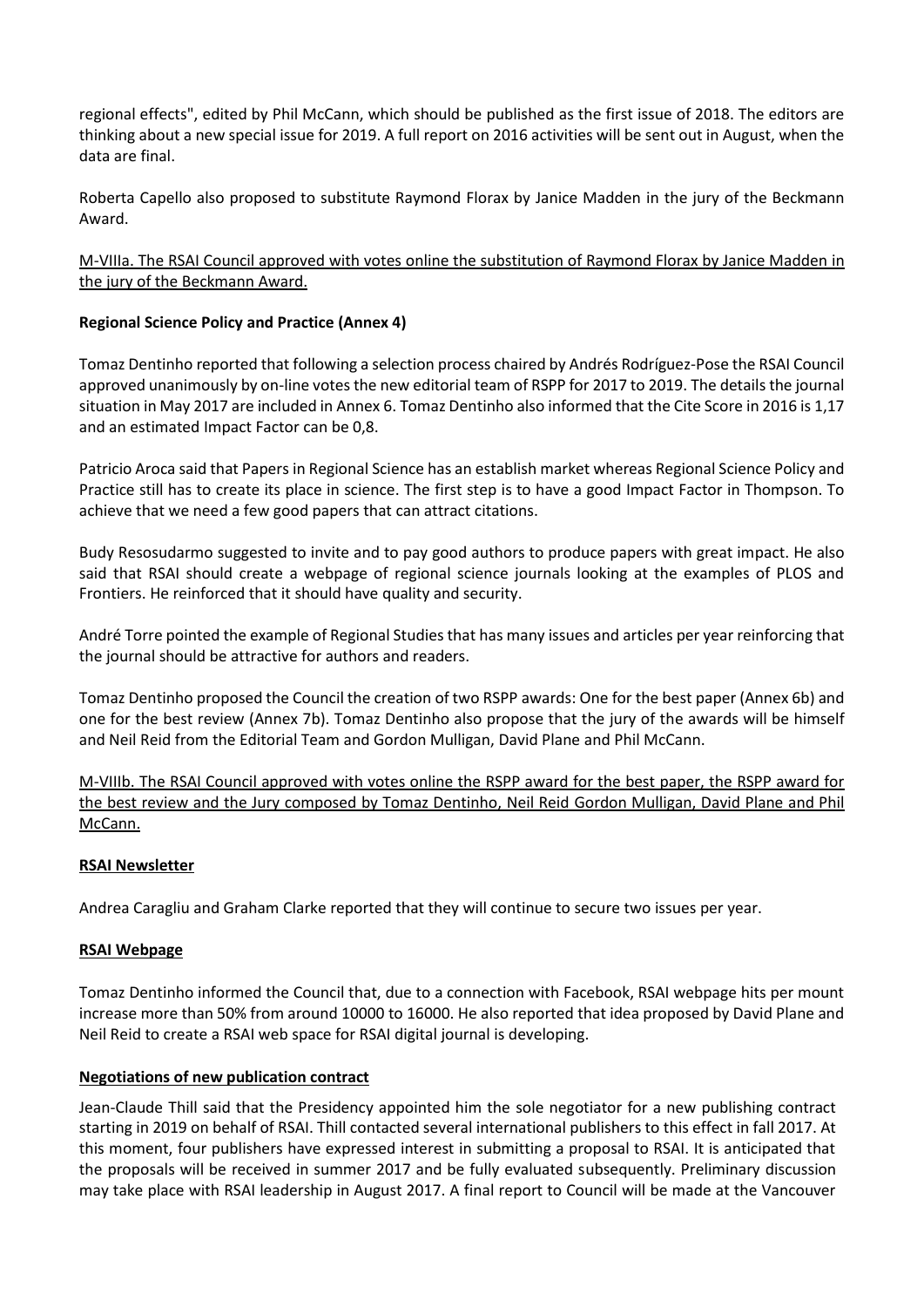regional effects", edited by Phil McCann, which should be published as the first issue of 2018. The editors are thinking about a new special issue for 2019. A full report on 2016 activities will be sent out in August, when the data are final.

Roberta Capello also proposed to substitute Raymond Florax by Janice Madden in the jury of the Beckmann Award.

<u>M-VIIIa. The RSAI Council approved with votes online the substitution of Raymond Florax by Janice Madden in the jury of the Beckmann Award.</u>

**Regional Science Policy and Practice (Annex 4)**

Tomaz Dentinho reported that following a selection process chaired by Andrés Rodríguez-Pose the RSAI Council approved unanimously by on-line votes the new editorial team of RSPP for 2017 to 2019. The details the journal situation in May 2017 are included in Annex 6. Tomaz Dentinho also informed that the Cite Score in 2016 is 1,17 and an estimated Impact Factor can be 0,8.

Patricio Aroca said that Papers in Regional Science has an establish market whereas Regional Science Policy and Practice still has to create its place in science. The first step is to have a good Impact Factor in Thompson. To achieve that we need a few good papers that can attract citations.

Budy Resosudarmo suggested to invite and to pay good authors to produce papers with great impact. He also said that RSAI should create a webpage of regional science journals looking at the examples of PLOS and Frontiers. He reinforced that it should have quality and security.

André Torre pointed the example of Regional Studies that has many issues and articles per year reinforcing that the journal should be attractive for authors and readers.

Tomaz Dentinho proposed the Council the creation of two RSPP awards: One for the best paper (Annex 6b) and one for the best review (Annex 7b). Tomaz Dentinho also propose that the jury of the awards will be himself and Neil Reid from the Editorial Team and Gordon Mulligan, David Plane and Phil McCann.

<u>M-VIIIb. The RSAI Council approved with votes online the RSPP award for the best paper, the RSPP award for the best review and the Jury composed by Tomaz Dentinho, Neil Reid Gordon Mulligan, David Plane and Phil McCann.</u>

**<u>RSAI Newsletter</u>**

Andrea Caragliu and Graham Clarke reported that they will continue to secure two issues per year.

**<u>RSAI Webpage</u>**

Tomaz Dentinho informed the Council that, due to a connection with Facebook, RSAI webpage hits per mount increase more than 50% from around 10000 to 16000. He also reported that idea proposed by David Plane and Neil Reid to create a RSAI web space for RSAI digital journal is developing.

**<u>Negotiations of new publication contract</u>**

Jean-Claude Thill said that the Presidency appointed him the sole negotiator for a new publishing contract starting in 2019 on behalf of RSAI. Thill contacted several international publishers to this effect in fall 2017. At this moment, four publishers have expressed interest in submitting a proposal to RSAI. It is anticipated that the proposals will be received in summer 2017 and be fully evaluated subsequently. Preliminary discussion may take place with RSAI leadership in August 2017. A final report to Council will be made at the Vancouver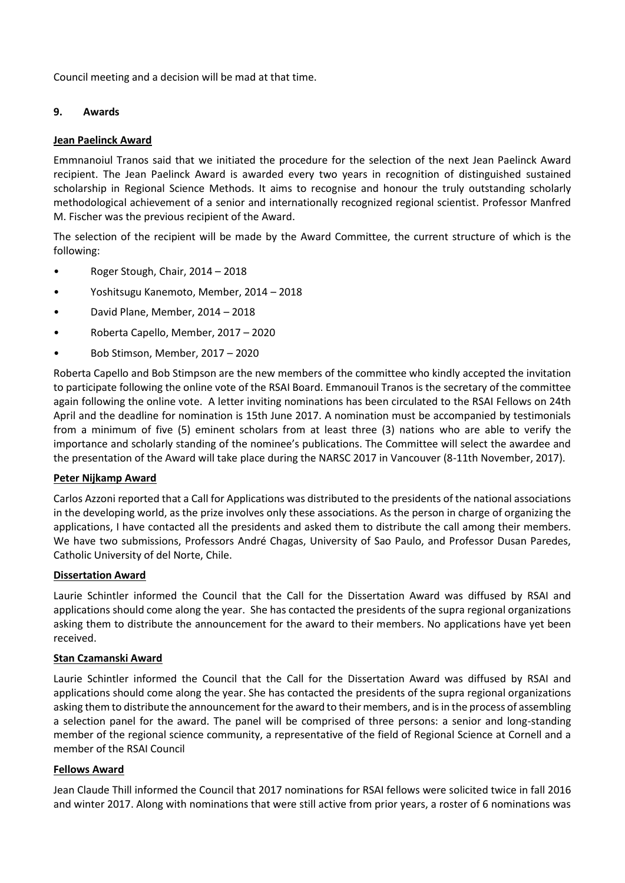Council meeting and a decision will be mad at that time.

## 9. Awards

**Jean Paelinck Award**

Emmnanoiul Tranos said that we initiated the procedure for the selection of the next Jean Paelinck Award recipient. The Jean Paelinck Award is awarded every two years in recognition of distinguished sustained scholarship in Regional Science Methods. It aims to recognise and honour the truly outstanding scholarly methodological achievement of a senior and internationally recognized regional scientist. Professor Manfred M. Fischer was the previous recipient of the Award.

The selection of the recipient will be made by the Award Committee, the current structure of which is the following:

- Roger Stough, Chair, 2014 – 2018
- Yoshitsugu Kanemoto, Member, 2014 – 2018
- David Plane, Member, 2014 – 2018
- Roberta Capello, Member, 2017 – 2020
- Bob Stimson, Member, 2017 – 2020

Roberta Capello and Bob Stimpson are the new members of the committee who kindly accepted the invitation to participate following the online vote of the RSAI Board. Emmanouil Tranos is the secretary of the committee again following the online vote. A letter inviting nominations has been circulated to the RSAI Fellows on 24th April and the deadline for nomination is 15th June 2017. A nomination must be accompanied by testimonials from a minimum of five (5) eminent scholars from at least three (3) nations who are able to verify the importance and scholarly standing of the nominee's publications. The Committee will select the awardee and the presentation of the Award will take place during the NARSC 2017 in Vancouver (8-11th November, 2017).

**Peter Nijkamp Award**

Carlos Azzoni reported that a Call for Applications was distributed to the presidents of the national associations in the developing world, as the prize involves only these associations. As the person in charge of organizing the applications, I have contacted all the presidents and asked them to distribute the call among their members. We have two submissions, Professors André Chagas, University of Sao Paulo, and Professor Dusan Paredes, Catholic University of del Norte, Chile.

**Dissertation Award**

Laurie Schintler informed the Council that the Call for the Dissertation Award was diffused by RSAI and applications should come along the year. She has contacted the presidents of the supra regional organizations asking them to distribute the announcement for the award to their members. No applications have yet been received.

**Stan Czamanski Award**

Laurie Schintler informed the Council that the Call for the Dissertation Award was diffused by RSAI and applications should come along the year. She has contacted the presidents of the supra regional organizations asking them to distribute the announcement for the award to their members, and is in the process of assembling a selection panel for the award. The panel will be comprised of three persons: a senior and long-standing member of the regional science community, a representative of the field of Regional Science at Cornell and a member of the RSAI Council

**Fellows Award**

Jean Claude Thill informed the Council that 2017 nominations for RSAI fellows were solicited twice in fall 2016 and winter 2017. Along with nominations that were still active from prior years, a roster of 6 nominations was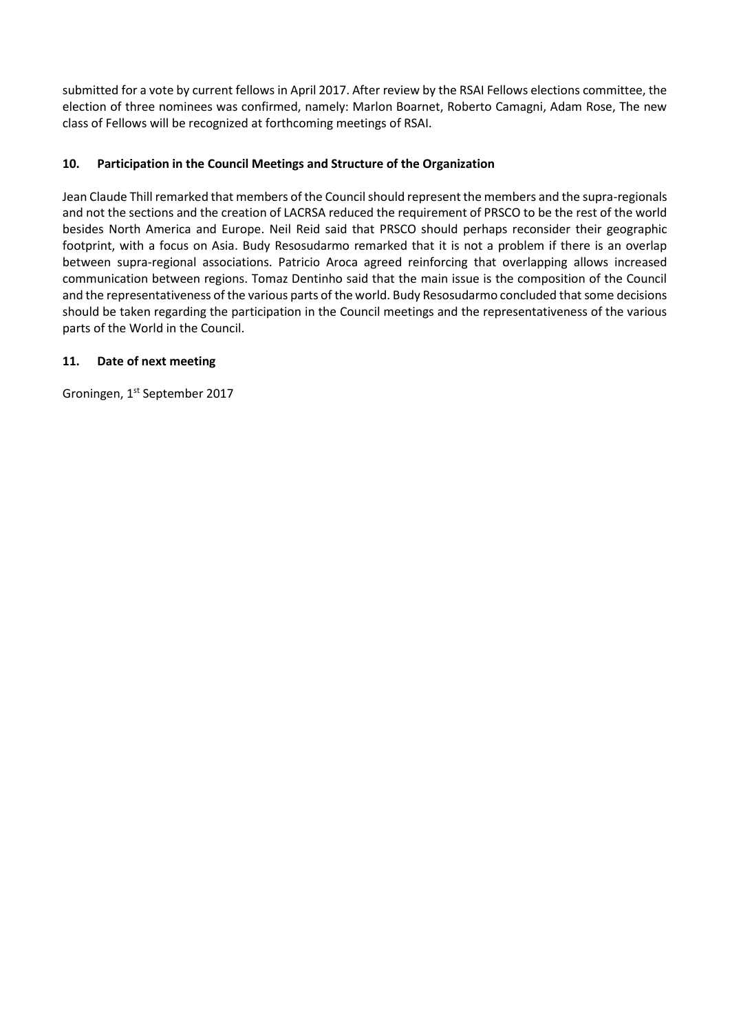submitted for a vote by current fellows in April 2017. After review by the RSAI Fellows elections committee, the election of three nominees was confirmed, namely: Marlon Boarnet, Roberto Camagni, Adam Rose, The new class of Fellows will be recognized at forthcoming meetings of RSAI.

### 10. Participation in the Council Meetings and Structure of the Organization

Jean Claude Thill remarked that members of the Council should represent the members and the supra-regionals and not the sections and the creation of LACRSA reduced the requirement of PRSCO to be the rest of the world besides North America and Europe. Neil Reid said that PRSCO should perhaps reconsider their geographic footprint, with a focus on Asia. Budy Resosudarmo remarked that it is not a problem if there is an overlap between supra-regional associations. Patricio Aroca agreed reinforcing that overlapping allows increased communication between regions. Tomaz Dentinho said that the main issue is the composition of the Council and the representativeness of the various parts of the world. Budy Resosudarmo concluded that some decisions should be taken regarding the participation in the Council meetings and the representativeness of the various parts of the World in the Council.

### 11. Date of next meeting

Groningen, 1st September 2017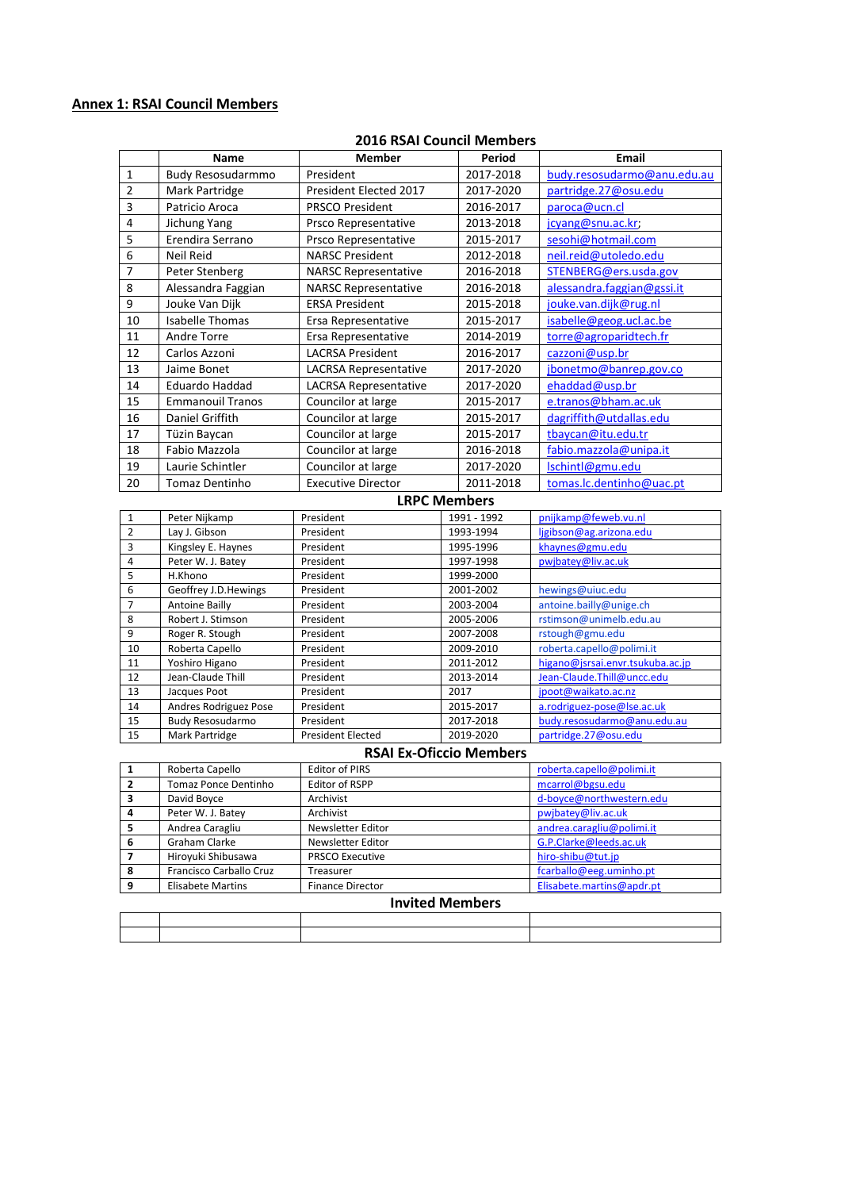## Annex 1: RSAI Council Members

### 2016 RSAI Council Members

| | Name | Member | Period | Email |
|---|---|---|---|---|
| 1 | Budy Resosudarmmo | President | 2017-2018 | budy.resosudarmo@anu.edu.au |
| 2 | Mark Partridge | President Elected 2017 | 2017-2020 | partridge.27@osu.edu |
| 3 | Patricio Aroca | PRSCO President | 2016-2017 | paroca@ucn.cl |
| 4 | Jichung Yang | Prsco Representative | 2013-2018 | jcyang@snu.ac.kr; |
| 5 | Erendira Serrano | Prsco Representative | 2015-2017 | sesohi@hotmail.com |
| 6 | Neil Reid | NARSC President | 2012-2018 | neil.reid@utoledo.edu |
| 7 | Peter Stenberg | NARSC Representative | 2016-2018 | STENBERG@ers.usda.gov |
| 8 | Alessandra Faggian | NARSC Representative | 2016-2018 | alessandra.faggian@gssi.it |
| 9 | Jouke Van Dijk | ERSA President | 2015-2018 | jouke.van.dijk@rug.nl |
| 10 | Isabelle Thomas | Ersa Representative | 2015-2017 | isabelle@geog.ucl.ac.be |
| 11 | Andre Torre | Ersa Representative | 2014-2019 | torre@agroparidtech.fr |
| 12 | Carlos Azzoni | LACRSA President | 2016-2017 | cazzoni@usp.br |
| 13 | Jaime Bonet | LACRSA Representative | 2017-2020 | jbonetmo@banrep.gov.co |
| 14 | Eduardo Haddad | LACRSA Representative | 2017-2020 | ehaddad@usp.br |
| 15 | Emmanouil Tranos | Councilor at large | 2015-2017 | e.tranos@bham.ac.uk |
| 16 | Daniel Griffith | Councilor at large | 2015-2017 | dagriffith@utdallas.edu |
| 17 | Tüzin Baycan | Councilor at large | 2015-2017 | tbaycan@itu.edu.tr |
| 18 | Fabio Mazzola | Councilor at large | 2016-2018 | fabio.mazzola@unipa.it |
| 19 | Laurie Schintler | Councilor at large | 2017-2020 | lschintl@gmu.edu |
| 20 | Tomaz Dentinho | Executive Director | 2011-2018 | tomas.lc.dentinho@uac.pt |

### LRPC Members

| | Name | Member | Period | Email |
|---|---|---|---|---|
| 1 | Peter Nijkamp | President | 1991 - 1992 | pnijkamp@feweb.vu.nl |
| 2 | Lay J. Gibson | President | 1993-1994 | ljgibson@ag.arizona.edu |
| 3 | Kingsley E. Haynes | President | 1995-1996 | khaynes@gmu.edu |
| 4 | Peter W. J. Batey | President | 1997-1998 | pwjbatey@liv.ac.uk |
| 5 | H.Khono | President | 1999-2000 | |
| 6 | Geoffrey J.D.Hewings | President | 2001-2002 | hewings@uiuc.edu |
| 7 | Antoine Bailly | President | 2003-2004 | antoine.bailly@unige.ch |
| 8 | Robert J. Stimson | President | 2005-2006 | rstimson@unimelb.edu.au |
| 9 | Roger R. Stough | President | 2007-2008 | rstough@gmu.edu |
| 10 | Roberta Capello | President | 2009-2010 | roberta.capello@polimi.it |
| 11 | Yoshiro Higano | President | 2011-2012 | higano@jsrsai.envr.tsukuba.ac.jp |
| 12 | Jean-Claude Thill | President | 2013-2014 | Jean-Claude.Thill@uncc.edu |
| 13 | Jacques Poot | President | 2017 | jpoot@waikato.ac.nz |
| 14 | Andres Rodriguez Pose | President | 2015-2017 | a.rodriguez-pose@lse.ac.uk |
| 15 | Budy Resosudarmo | President | 2017-2018 | budy.resosudarmo@anu.edu.au |
| 15 | Mark Partridge | President Elected | 2019-2020 | partridge.27@osu.edu |

### RSAI Ex-Oficcio Members

| | Name | Member | Email |
|---|---|---|---|
| **1** | Roberta Capello | Editor of PIRS | roberta.capello@polimi.it |
| **2** | Tomaz Ponce Dentinho | Editor of RSPP | mcarrol@bgsu.edu |
| **3** | David Boyce | Archivist | d-boyce@northwestern.edu |
| **4** | Peter W. J. Batey | Archivist | pwjbatey@liv.ac.uk |
| **5** | Andrea Caragliu | Newsletter Editor | andrea.caragliu@polimi.it |
| **6** | Graham Clarke | Newsletter Editor | G.P.Clarke@leeds.ac.uk |
| **7** | Hiroyuki Shibusawa | PRSCO Executive | hiro-shibu@tut.jp |
| **8** | Francisco Carballo Cruz | Treasurer | fcarballo@eeg.uminho.pt |
| **9** | Elisabete Martins | Finance Director | Elisabete.martins@apdr.pt |

### Invited Members

| | | | |
|---|---|---|---|
| | | | |
| | | | |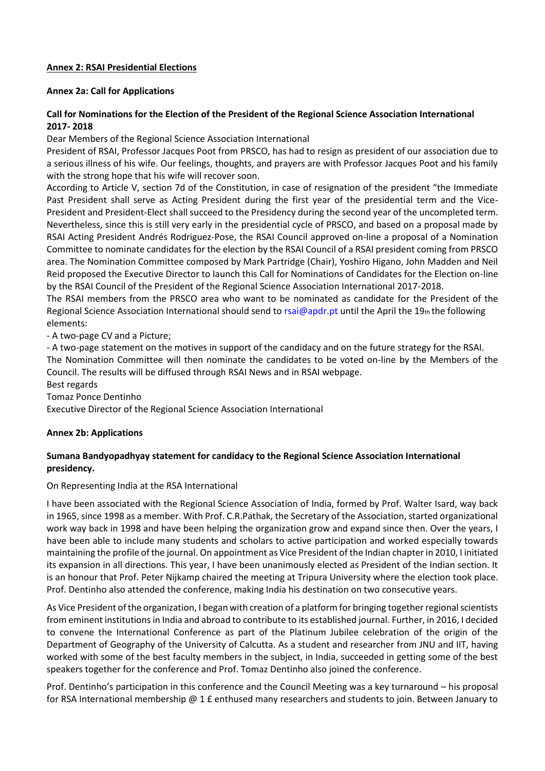**Annex 2: RSAI Presidential Elections**

**Annex 2a: Call for Applications**

**Call for Nominations for the Election of the President of the Regional Science Association International 2017- 2018**

Dear Members of the Regional Science Association International

President of RSAI, Professor Jacques Poot from PRSCO, has had to resign as president of our association due to a serious illness of his wife. Our feelings, thoughts, and prayers are with Professor Jacques Poot and his family with the strong hope that his wife will recover soon.

According to Article V, section 7d of the Constitution, in case of resignation of the president "the Immediate Past President shall serve as Acting President during the first year of the presidential term and the Vice-President and President-Elect shall succeed to the Presidency during the second year of the uncompleted term. Nevertheless, since this is still very early in the presidential cycle of PRSCO, and based on a proposal made by RSAI Acting President Andrés Rodriguez-Pose, the RSAI Council approved on-line a proposal of a Nomination Committee to nominate candidates for the election by the RSAI Council of a RSAI president coming from PRSCO area. The Nomination Committee composed by Mark Partridge (Chair), Yoshiro Higano, John Madden and Neil Reid proposed the Executive Director to launch this Call for Nominations of Candidates for the Election on-line by the RSAI Council of the President of the Regional Science Association International 2017-2018.

The RSAI members from the PRSCO area who want to be nominated as candidate for the President of the Regional Science Association International should send to rsai@apdr.pt until the April the 19th the following elements:

- A two-page CV and a Picture;
- A two-page statement on the motives in support of the candidacy and on the future strategy for the RSAI.

The Nomination Committee will then nominate the candidates to be voted on-line by the Members of the Council. The results will be diffused through RSAI News and in RSAI webpage.

Best regards

Tomaz Ponce Dentinho

Executive Director of the Regional Science Association International

**Annex 2b: Applications**

**Sumana Bandyopadhyay statement for candidacy to the Regional Science Association International presidency.**

On Representing India at the RSA International

I have been associated with the Regional Science Association of India, formed by Prof. Walter Isard, way back in 1965, since 1998 as a member. With Prof. C.R.Pathak, the Secretary of the Association, started organizational work way back in 1998 and have been helping the organization grow and expand since then. Over the years, I have been able to include many students and scholars to active participation and worked especially towards maintaining the profile of the journal. On appointment as Vice President of the Indian chapter in 2010, I initiated its expansion in all directions. This year, I have been unanimously elected as President of the Indian section. It is an honour that Prof. Peter Nijkamp chaired the meeting at Tripura University where the election took place. Prof. Dentinho also attended the conference, making India his destination on two consecutive years.

As Vice President of the organization, I began with creation of a platform for bringing together regional scientists from eminent institutions in India and abroad to contribute to its established journal. Further, in 2016, I decided to convene the International Conference as part of the Platinum Jubilee celebration of the origin of the Department of Geography of the University of Calcutta. As a student and researcher from JNU and IIT, having worked with some of the best faculty members in the subject, in India, succeeded in getting some of the best speakers together for the conference and Prof. Tomaz Dentinho also joined the conference.

Prof. Dentinho's participation in this conference and the Council Meeting was a key turnaround – his proposal for RSA International membership @ 1 £ enthused many researchers and students to join. Between January to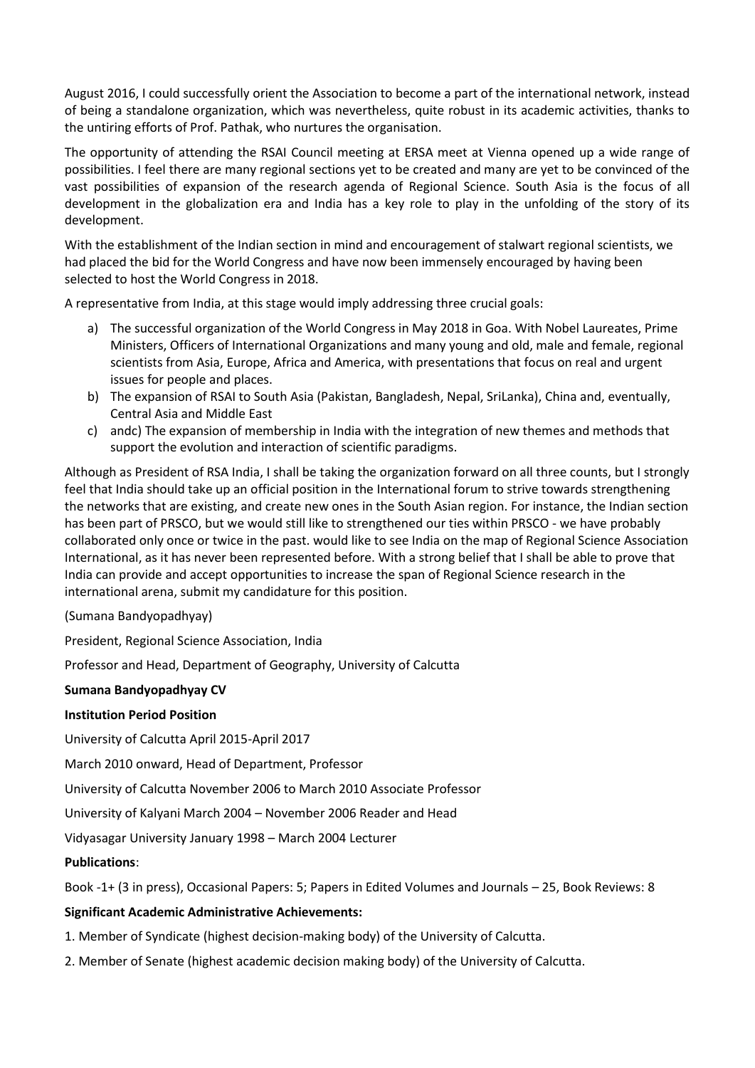August 2016, I could successfully orient the Association to become a part of the international network, instead of being a standalone organization, which was nevertheless, quite robust in its academic activities, thanks to the untiring efforts of Prof. Pathak, who nurtures the organisation.

The opportunity of attending the RSAI Council meeting at ERSA meet at Vienna opened up a wide range of possibilities. I feel there are many regional sections yet to be created and many are yet to be convinced of the vast possibilities of expansion of the research agenda of Regional Science. South Asia is the focus of all development in the globalization era and India has a key role to play in the unfolding of the story of its development.

With the establishment of the Indian section in mind and encouragement of stalwart regional scientists, we had placed the bid for the World Congress and have now been immensely encouraged by having been selected to host the World Congress in 2018.

A representative from India, at this stage would imply addressing three crucial goals:

a) The successful organization of the World Congress in May 2018 in Goa. With Nobel Laureates, Prime Ministers, Officers of International Organizations and many young and old, male and female, regional scientists from Asia, Europe, Africa and America, with presentations that focus on real and urgent issues for people and places.
b) The expansion of RSAI to South Asia (Pakistan, Bangladesh, Nepal, SriLanka), China and, eventually, Central Asia and Middle East
c) andc) The expansion of membership in India with the integration of new themes and methods that support the evolution and interaction of scientific paradigms.

Although as President of RSA India, I shall be taking the organization forward on all three counts, but I strongly feel that India should take up an official position in the International forum to strive towards strengthening the networks that are existing, and create new ones in the South Asian region. For instance, the Indian section has been part of PRSCO, but we would still like to strengthened our ties within PRSCO - we have probably collaborated only once or twice in the past. would like to see India on the map of Regional Science Association International, as it has never been represented before. With a strong belief that I shall be able to prove that India can provide and accept opportunities to increase the span of Regional Science research in the international arena, submit my candidature for this position.

(Sumana Bandyopadhyay)

President, Regional Science Association, India

Professor and Head, Department of Geography, University of Calcutta

**Sumana Bandyopadhyay CV**

**Institution Period Position**

University of Calcutta April 2015-April 2017

March 2010 onward, Head of Department, Professor

University of Calcutta November 2006 to March 2010 Associate Professor

University of Kalyani March 2004 – November 2006 Reader and Head

Vidyasagar University January 1998 – March 2004 Lecturer

**Publications**:

Book -1+ (3 in press), Occasional Papers: 5; Papers in Edited Volumes and Journals – 25, Book Reviews: 8

**Significant Academic Administrative Achievements:**

1. Member of Syndicate (highest decision-making body) of the University of Calcutta.

2. Member of Senate (highest academic decision making body) of the University of Calcutta.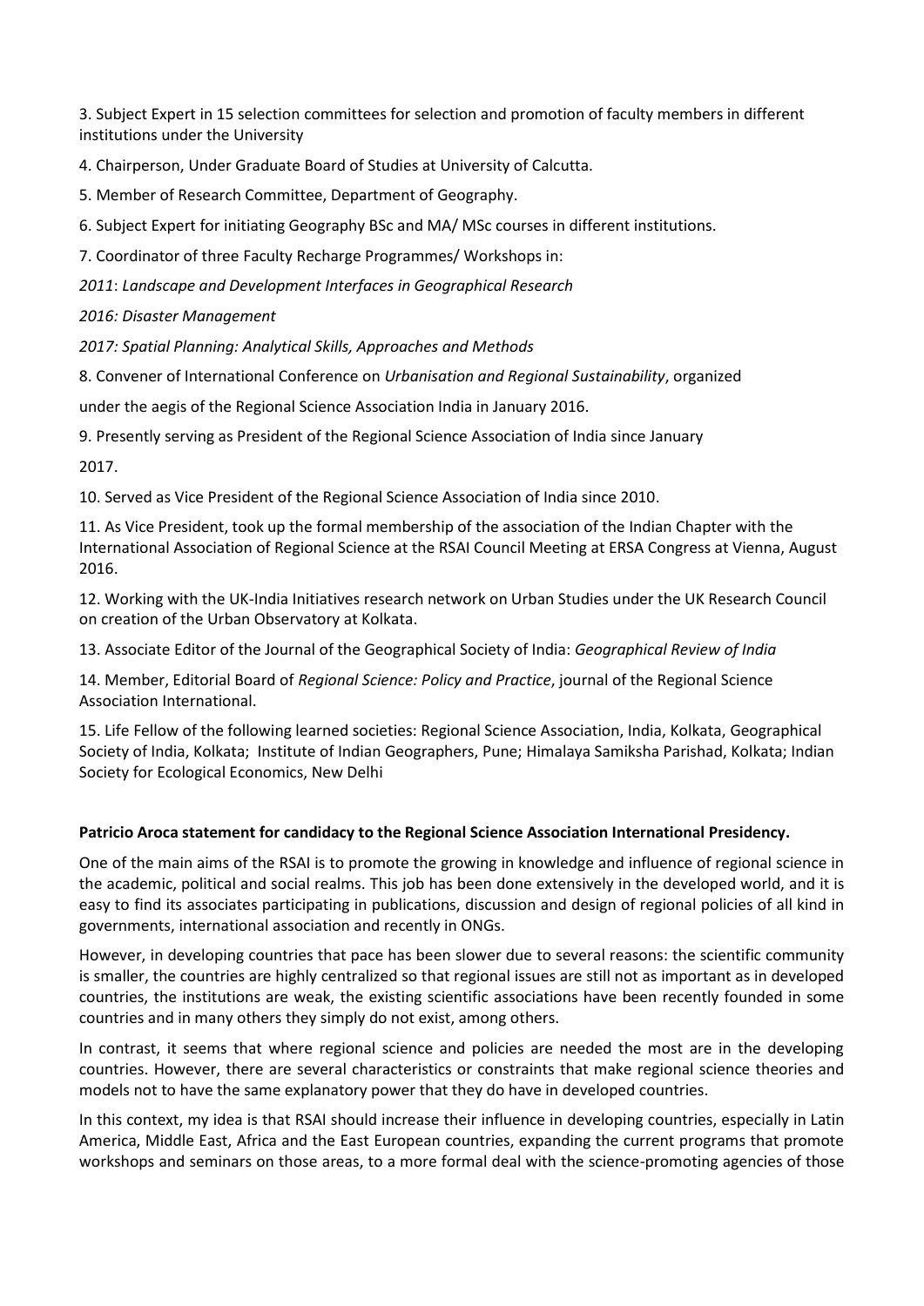3. Subject Expert in 15 selection committees for selection and promotion of faculty members in different institutions under the University

4. Chairperson, Under Graduate Board of Studies at University of Calcutta.

5. Member of Research Committee, Department of Geography.

6. Subject Expert for initiating Geography BSc and MA/ MSc courses in different institutions.

7. Coordinator of three Faculty Recharge Programmes/ Workshops in:

*2011*: *Landscape and Development Interfaces in Geographical Research*

*2016: Disaster Management*

*2017: Spatial Planning: Analytical Skills, Approaches and Methods*

8. Convener of International Conference on *Urbanisation and Regional Sustainability*, organized under the aegis of the Regional Science Association India in January 2016.

9. Presently serving as President of the Regional Science Association of India since January 2017.

10. Served as Vice President of the Regional Science Association of India since 2010.

11. As Vice President, took up the formal membership of the association of the Indian Chapter with the International Association of Regional Science at the RSAI Council Meeting at ERSA Congress at Vienna, August 2016.

12. Working with the UK-India Initiatives research network on Urban Studies under the UK Research Council on creation of the Urban Observatory at Kolkata.

13. Associate Editor of the Journal of the Geographical Society of India: *Geographical Review of India*

14. Member, Editorial Board of *Regional Science: Policy and Practice*, journal of the Regional Science Association International.

15. Life Fellow of the following learned societies: Regional Science Association, India, Kolkata, Geographical Society of India, Kolkata; Institute of Indian Geographers, Pune; Himalaya Samiksha Parishad, Kolkata; Indian Society for Ecological Economics, New Delhi

**Patricio Aroca statement for candidacy to the Regional Science Association International Presidency.**

One of the main aims of the RSAI is to promote the growing in knowledge and influence of regional science in the academic, political and social realms. This job has been done extensively in the developed world, and it is easy to find its associates participating in publications, discussion and design of regional policies of all kind in governments, international association and recently in ONGs.

However, in developing countries that pace has been slower due to several reasons: the scientific community is smaller, the countries are highly centralized so that regional issues are still not as important as in developed countries, the institutions are weak, the existing scientific associations have been recently founded in some countries and in many others they simply do not exist, among others.

In contrast, it seems that where regional science and policies are needed the most are in the developing countries. However, there are several characteristics or constraints that make regional science theories and models not to have the same explanatory power that they do have in developed countries.

In this context, my idea is that RSAI should increase their influence in developing countries, especially in Latin America, Middle East, Africa and the East European countries, expanding the current programs that promote workshops and seminars on those areas, to a more formal deal with the science-promoting agencies of those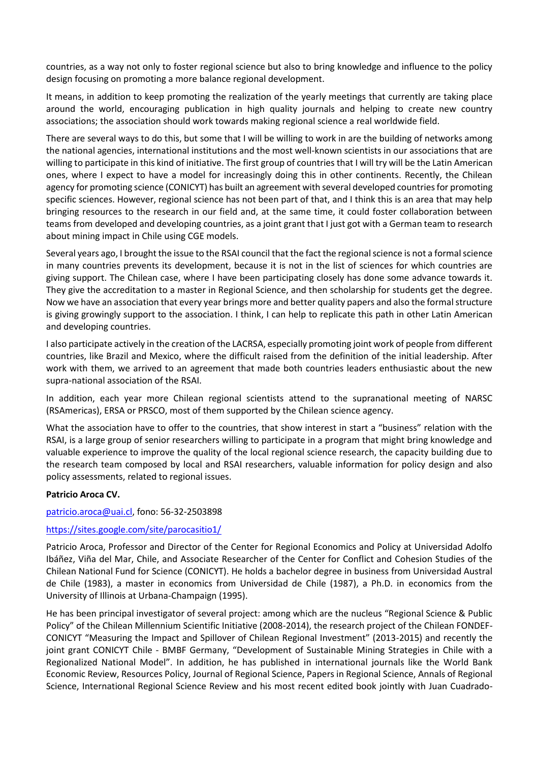countries, as a way not only to foster regional science but also to bring knowledge and influence to the policy design focusing on promoting a more balance regional development.

It means, in addition to keep promoting the realization of the yearly meetings that currently are taking place around the world, encouraging publication in high quality journals and helping to create new country associations; the association should work towards making regional science a real worldwide field.

There are several ways to do this, but some that I will be willing to work in are the building of networks among the national agencies, international institutions and the most well-known scientists in our associations that are willing to participate in this kind of initiative. The first group of countries that I will try will be the Latin American ones, where I expect to have a model for increasingly doing this in other continents. Recently, the Chilean agency for promoting science (CONICYT) has built an agreement with several developed countries for promoting specific sciences. However, regional science has not been part of that, and I think this is an area that may help bringing resources to the research in our field and, at the same time, it could foster collaboration between teams from developed and developing countries, as a joint grant that I just got with a German team to research about mining impact in Chile using CGE models.

Several years ago, I brought the issue to the RSAI council that the fact the regional science is not a formal science in many countries prevents its development, because it is not in the list of sciences for which countries are giving support. The Chilean case, where I have been participating closely has done some advance towards it. They give the accreditation to a master in Regional Science, and then scholarship for students get the degree. Now we have an association that every year brings more and better quality papers and also the formal structure is giving growingly support to the association. I think, I can help to replicate this path in other Latin American and developing countries.

I also participate actively in the creation of the LACRSA, especially promoting joint work of people from different countries, like Brazil and Mexico, where the difficult raised from the definition of the initial leadership. After work with them, we arrived to an agreement that made both countries leaders enthusiastic about the new supra-national association of the RSAI.

In addition, each year more Chilean regional scientists attend to the supranational meeting of NARSC (RSAmericas), ERSA or PRSCO, most of them supported by the Chilean science agency.

What the association have to offer to the countries, that show interest in start a "business" relation with the RSAI, is a large group of senior researchers willing to participate in a program that might bring knowledge and valuable experience to improve the quality of the local regional science research, the capacity building due to the research team composed by local and RSAI researchers, valuable information for policy design and also policy assessments, related to regional issues.

**Patricio Aroca CV.**

patricio.aroca@uai.cl, fono: 56-32-2503898

https://sites.google.com/site/parocasitio1/

Patricio Aroca, Professor and Director of the Center for Regional Economics and Policy at Universidad Adolfo Ibáñez, Viña del Mar, Chile, and Associate Researcher of the Center for Conflict and Cohesion Studies of the Chilean National Fund for Science (CONICYT). He holds a bachelor degree in business from Universidad Austral de Chile (1983), a master in economics from Universidad de Chile (1987), a Ph.D. in economics from the University of Illinois at Urbana-Champaign (1995).

He has been principal investigator of several project: among which are the nucleus "Regional Science & Public Policy" of the Chilean Millennium Scientific Initiative (2008-2014), the research project of the Chilean FONDEF-CONICYT "Measuring the Impact and Spillover of Chilean Regional Investment" (2013-2015) and recently the joint grant CONICYT Chile - BMBF Germany, "Development of Sustainable Mining Strategies in Chile with a Regionalized National Model". In addition, he has published in international journals like the World Bank Economic Review, Resources Policy, Journal of Regional Science, Papers in Regional Science, Annals of Regional Science, International Regional Science Review and his most recent edited book jointly with Juan Cuadrado-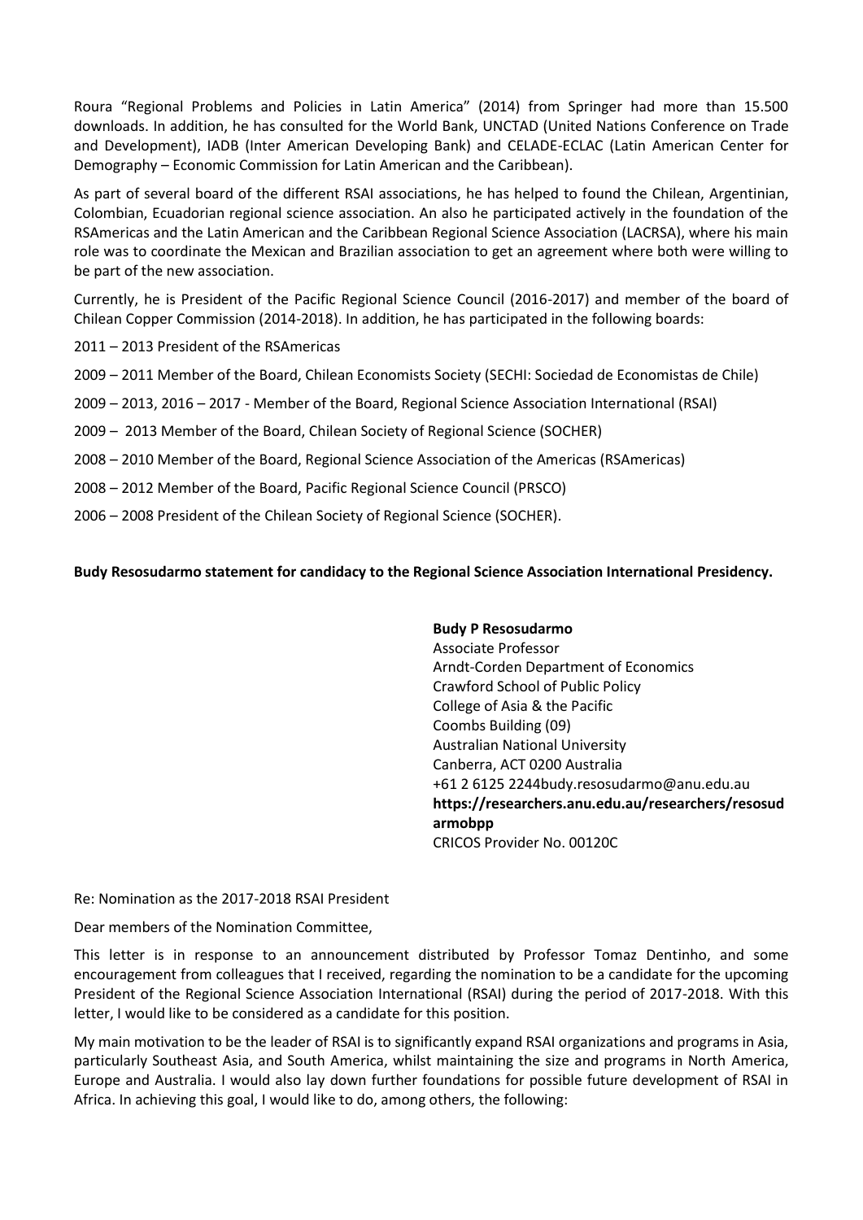Roura "Regional Problems and Policies in Latin America" (2014) from Springer had more than 15.500 downloads. In addition, he has consulted for the World Bank, UNCTAD (United Nations Conference on Trade and Development), IADB (Inter American Developing Bank) and CELADE-ECLAC (Latin American Center for Demography – Economic Commission for Latin American and the Caribbean).

As part of several board of the different RSAI associations, he has helped to found the Chilean, Argentinian, Colombian, Ecuadorian regional science association. An also he participated actively in the foundation of the RSAmericas and the Latin American and the Caribbean Regional Science Association (LACRSA), where his main role was to coordinate the Mexican and Brazilian association to get an agreement where both were willing to be part of the new association.

Currently, he is President of the Pacific Regional Science Council (2016-2017) and member of the board of Chilean Copper Commission (2014-2018). In addition, he has participated in the following boards:

2011 – 2013 President of the RSAmericas

2009 – 2011 Member of the Board, Chilean Economists Society (SECHI: Sociedad de Economistas de Chile)

2009 – 2013, 2016 – 2017 - Member of the Board, Regional Science Association International (RSAI)

2009 – 2013 Member of the Board, Chilean Society of Regional Science (SOCHER)

2008 – 2010 Member of the Board, Regional Science Association of the Americas (RSAmericas)

2008 – 2012 Member of the Board, Pacific Regional Science Council (PRSCO)

2006 – 2008 President of the Chilean Society of Regional Science (SOCHER).

**Budy Resosudarmo statement for candidacy to the Regional Science Association International Presidency.**

**Budy P Resosudarmo**
Associate Professor
Arndt-Corden Department of Economics
Crawford School of Public Policy
College of Asia & the Pacific
Coombs Building (09)
Australian National University
Canberra, ACT 0200 Australia
+61 2 6125 2244budy.resosudarmo@anu.edu.au
**https://researchers.anu.edu.au/researchers/resosudarmobpp**
CRICOS Provider No. 00120C

Re: Nomination as the 2017-2018 RSAI President

Dear members of the Nomination Committee,

This letter is in response to an announcement distributed by Professor Tomaz Dentinho, and some encouragement from colleagues that I received, regarding the nomination to be a candidate for the upcoming President of the Regional Science Association International (RSAI) during the period of 2017-2018. With this letter, I would like to be considered as a candidate for this position.

My main motivation to be the leader of RSAI is to significantly expand RSAI organizations and programs in Asia, particularly Southeast Asia, and South America, whilst maintaining the size and programs in North America, Europe and Australia. I would also lay down further foundations for possible future development of RSAI in Africa. In achieving this goal, I would like to do, among others, the following: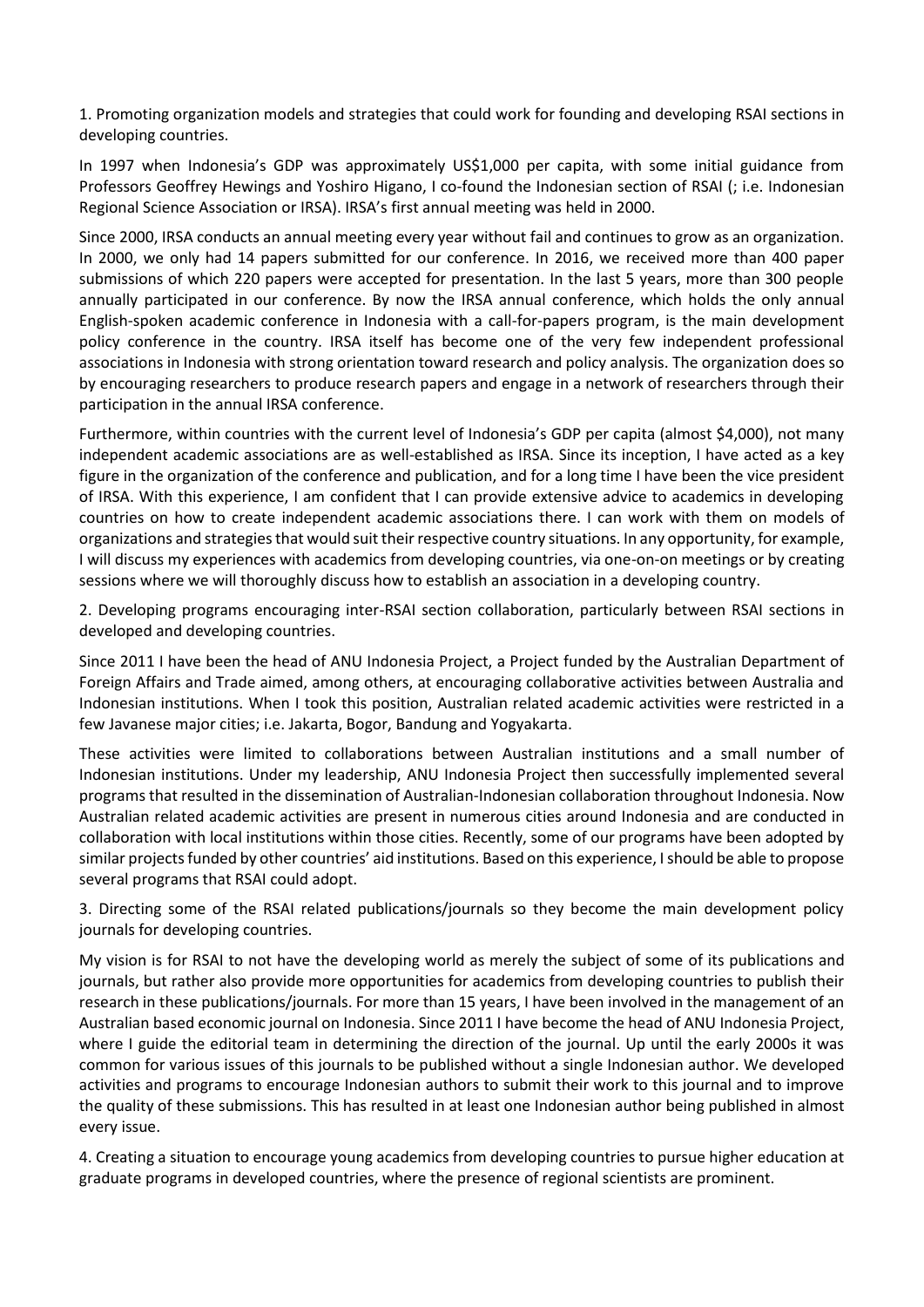1. Promoting organization models and strategies that could work for founding and developing RSAI sections in developing countries.

In 1997 when Indonesia's GDP was approximately US$1,000 per capita, with some initial guidance from Professors Geoffrey Hewings and Yoshiro Higano, I co-found the Indonesian section of RSAI (; i.e. Indonesian Regional Science Association or IRSA). IRSA's first annual meeting was held in 2000.

Since 2000, IRSA conducts an annual meeting every year without fail and continues to grow as an organization. In 2000, we only had 14 papers submitted for our conference. In 2016, we received more than 400 paper submissions of which 220 papers were accepted for presentation. In the last 5 years, more than 300 people annually participated in our conference. By now the IRSA annual conference, which holds the only annual English-spoken academic conference in Indonesia with a call-for-papers program, is the main development policy conference in the country. IRSA itself has become one of the very few independent professional associations in Indonesia with strong orientation toward research and policy analysis. The organization does so by encouraging researchers to produce research papers and engage in a network of researchers through their participation in the annual IRSA conference.

Furthermore, within countries with the current level of Indonesia's GDP per capita (almost $4,000), not many independent academic associations are as well-established as IRSA. Since its inception, I have acted as a key figure in the organization of the conference and publication, and for a long time I have been the vice president of IRSA. With this experience, I am confident that I can provide extensive advice to academics in developing countries on how to create independent academic associations there. I can work with them on models of organizations and strategies that would suit their respective country situations. In any opportunity, for example, I will discuss my experiences with academics from developing countries, via one-on-on meetings or by creating sessions where we will thoroughly discuss how to establish an association in a developing country.

2. Developing programs encouraging inter-RSAI section collaboration, particularly between RSAI sections in developed and developing countries.

Since 2011 I have been the head of ANU Indonesia Project, a Project funded by the Australian Department of Foreign Affairs and Trade aimed, among others, at encouraging collaborative activities between Australia and Indonesian institutions. When I took this position, Australian related academic activities were restricted in a few Javanese major cities; i.e. Jakarta, Bogor, Bandung and Yogyakarta.

These activities were limited to collaborations between Australian institutions and a small number of Indonesian institutions. Under my leadership, ANU Indonesia Project then successfully implemented several programs that resulted in the dissemination of Australian-Indonesian collaboration throughout Indonesia. Now Australian related academic activities are present in numerous cities around Indonesia and are conducted in collaboration with local institutions within those cities. Recently, some of our programs have been adopted by similar projects funded by other countries' aid institutions. Based on this experience, I should be able to propose several programs that RSAI could adopt.

3. Directing some of the RSAI related publications/journals so they become the main development policy journals for developing countries.

My vision is for RSAI to not have the developing world as merely the subject of some of its publications and journals, but rather also provide more opportunities for academics from developing countries to publish their research in these publications/journals. For more than 15 years, I have been involved in the management of an Australian based economic journal on Indonesia. Since 2011 I have become the head of ANU Indonesia Project, where I guide the editorial team in determining the direction of the journal. Up until the early 2000s it was common for various issues of this journals to be published without a single Indonesian author. We developed activities and programs to encourage Indonesian authors to submit their work to this journal and to improve the quality of these submissions. This has resulted in at least one Indonesian author being published in almost every issue.

4. Creating a situation to encourage young academics from developing countries to pursue higher education at graduate programs in developed countries, where the presence of regional scientists are prominent.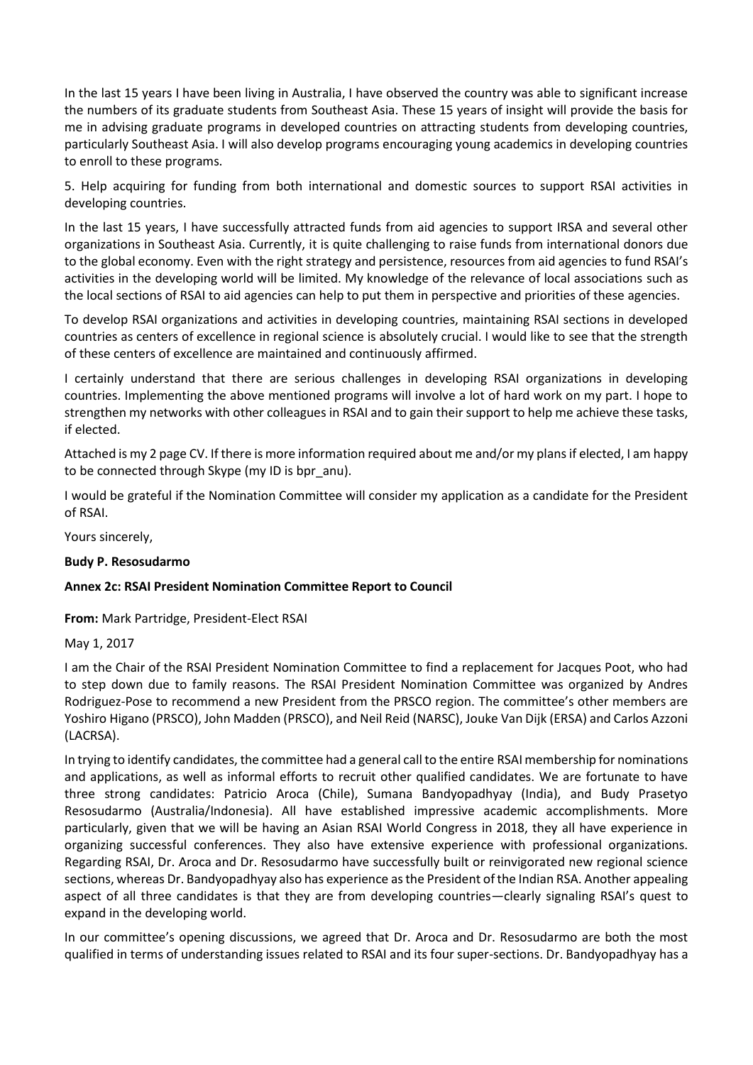In the last 15 years I have been living in Australia, I have observed the country was able to significant increase the numbers of its graduate students from Southeast Asia. These 15 years of insight will provide the basis for me in advising graduate programs in developed countries on attracting students from developing countries, particularly Southeast Asia. I will also develop programs encouraging young academics in developing countries to enroll to these programs.

5. Help acquiring for funding from both international and domestic sources to support RSAI activities in developing countries.

In the last 15 years, I have successfully attracted funds from aid agencies to support IRSA and several other organizations in Southeast Asia. Currently, it is quite challenging to raise funds from international donors due to the global economy. Even with the right strategy and persistence, resources from aid agencies to fund RSAI's activities in the developing world will be limited. My knowledge of the relevance of local associations such as the local sections of RSAI to aid agencies can help to put them in perspective and priorities of these agencies.

To develop RSAI organizations and activities in developing countries, maintaining RSAI sections in developed countries as centers of excellence in regional science is absolutely crucial. I would like to see that the strength of these centers of excellence are maintained and continuously affirmed.

I certainly understand that there are serious challenges in developing RSAI organizations in developing countries. Implementing the above mentioned programs will involve a lot of hard work on my part. I hope to strengthen my networks with other colleagues in RSAI and to gain their support to help me achieve these tasks, if elected.

Attached is my 2 page CV. If there is more information required about me and/or my plans if elected, I am happy to be connected through Skype (my ID is bpr_anu).

I would be grateful if the Nomination Committee will consider my application as a candidate for the President of RSAI.

Yours sincerely,

**Budy P. Resosudarmo**

**Annex 2c: RSAI President Nomination Committee Report to Council**

**From:** Mark Partridge, President-Elect RSAI

May 1, 2017

I am the Chair of the RSAI President Nomination Committee to find a replacement for Jacques Poot, who had to step down due to family reasons. The RSAI President Nomination Committee was organized by Andres Rodriguez-Pose to recommend a new President from the PRSCO region. The committee's other members are Yoshiro Higano (PRSCO), John Madden (PRSCO), and Neil Reid (NARSC), Jouke Van Dijk (ERSA) and Carlos Azzoni (LACRSA).

In trying to identify candidates, the committee had a general call to the entire RSAI membership for nominations and applications, as well as informal efforts to recruit other qualified candidates. We are fortunate to have three strong candidates: Patricio Aroca (Chile), Sumana Bandyopadhyay (India), and Budy Prasetyo Resosudarmo (Australia/Indonesia). All have established impressive academic accomplishments. More particularly, given that we will be having an Asian RSAI World Congress in 2018, they all have experience in organizing successful conferences. They also have extensive experience with professional organizations. Regarding RSAI, Dr. Aroca and Dr. Resosudarmo have successfully built or reinvigorated new regional science sections, whereas Dr. Bandyopadhyay also has experience as the President of the Indian RSA. Another appealing aspect of all three candidates is that they are from developing countries—clearly signaling RSAI's quest to expand in the developing world.

In our committee's opening discussions, we agreed that Dr. Aroca and Dr. Resosudarmo are both the most qualified in terms of understanding issues related to RSAI and its four super-sections. Dr. Bandyopadhyay has a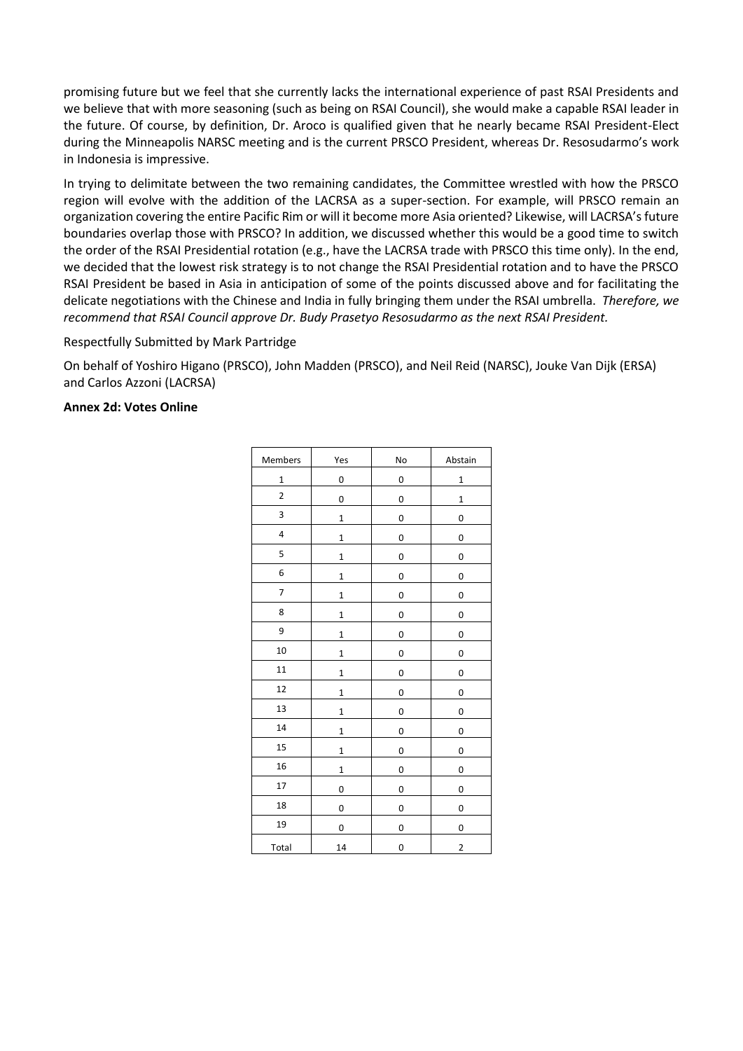promising future but we feel that she currently lacks the international experience of past RSAI Presidents and we believe that with more seasoning (such as being on RSAI Council), she would make a capable RSAI leader in the future. Of course, by definition, Dr. Aroco is qualified given that he nearly became RSAI President-Elect during the Minneapolis NARSC meeting and is the current PRSCO President, whereas Dr. Resosudarmo's work in Indonesia is impressive.

In trying to delimitate between the two remaining candidates, the Committee wrestled with how the PRSCO region will evolve with the addition of the LACRSA as a super-section. For example, will PRSCO remain an organization covering the entire Pacific Rim or will it become more Asia oriented? Likewise, will LACRSA's future boundaries overlap those with PRSCO? In addition, we discussed whether this would be a good time to switch the order of the RSAI Presidential rotation (e.g., have the LACRSA trade with PRSCO this time only). In the end, we decided that the lowest risk strategy is to not change the RSAI Presidential rotation and to have the PRSCO RSAI President be based in Asia in anticipation of some of the points discussed above and for facilitating the delicate negotiations with the Chinese and India in fully bringing them under the RSAI umbrella. *Therefore, we recommend that RSAI Council approve Dr. Budy Prasetyo Resosudarmo as the next RSAI President.*

Respectfully Submitted by Mark Partridge

On behalf of Yoshiro Higano (PRSCO), John Madden (PRSCO), and Neil Reid (NARSC), Jouke Van Dijk (ERSA) and Carlos Azzoni (LACRSA)

**Annex 2d: Votes Online**

| Members | Yes | No | Abstain |
|---|---|---|---|
| 1 | 0 | 0 | 1 |
| 2 | 0 | 0 | 1 |
| 3 | 1 | 0 | 0 |
| 4 | 1 | 0 | 0 |
| 5 | 1 | 0 | 0 |
| 6 | 1 | 0 | 0 |
| 7 | 1 | 0 | 0 |
| 8 | 1 | 0 | 0 |
| 9 | 1 | 0 | 0 |
| 10 | 1 | 0 | 0 |
| 11 | 1 | 0 | 0 |
| 12 | 1 | 0 | 0 |
| 13 | 1 | 0 | 0 |
| 14 | 1 | 0 | 0 |
| 15 | 1 | 0 | 0 |
| 16 | 1 | 0 | 0 |
| 17 | 0 | 0 | 0 |
| 18 | 0 | 0 | 0 |
| 19 | 0 | 0 | 0 |
| Total | 14 | 0 | 2 |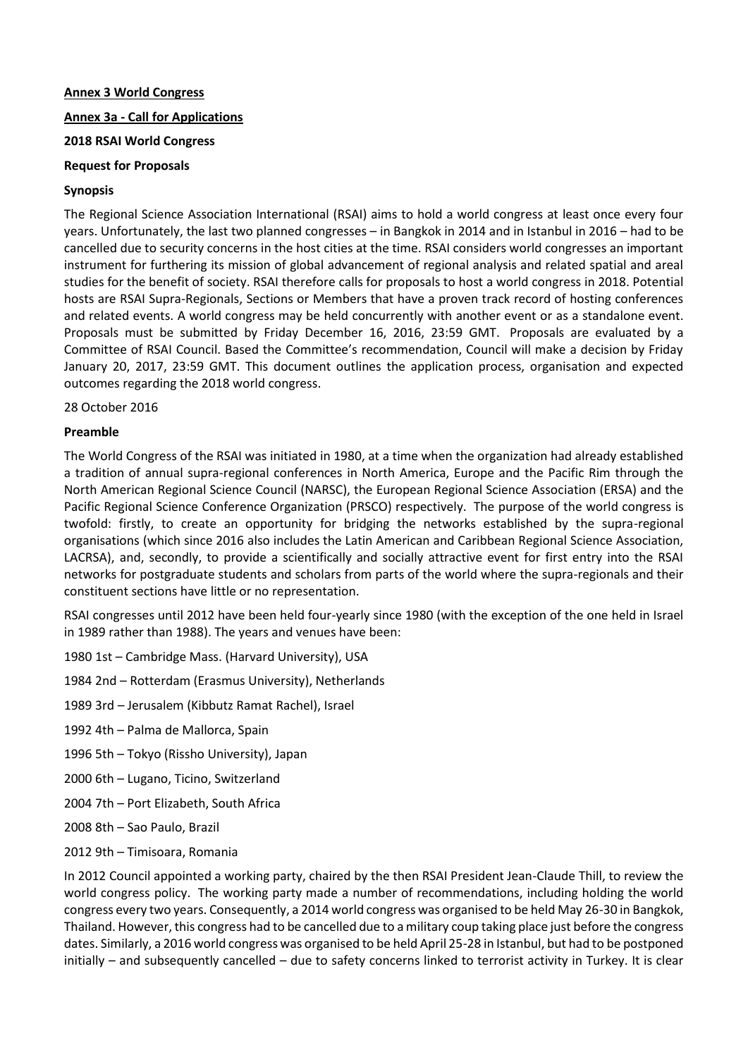**Annex 3 World Congress**

**Annex 3a - Call for Applications**

**2018 RSAI World Congress**

**Request for Proposals**

**Synopsis**

The Regional Science Association International (RSAI) aims to hold a world congress at least once every four years. Unfortunately, the last two planned congresses – in Bangkok in 2014 and in Istanbul in 2016 – had to be cancelled due to security concerns in the host cities at the time. RSAI considers world congresses an important instrument for furthering its mission of global advancement of regional analysis and related spatial and areal studies for the benefit of society. RSAI therefore calls for proposals to host a world congress in 2018. Potential hosts are RSAI Supra-Regionals, Sections or Members that have a proven track record of hosting conferences and related events. A world congress may be held concurrently with another event or as a standalone event. Proposals must be submitted by Friday December 16, 2016, 23:59 GMT. Proposals are evaluated by a Committee of RSAI Council. Based the Committee's recommendation, Council will make a decision by Friday January 20, 2017, 23:59 GMT. This document outlines the application process, organisation and expected outcomes regarding the 2018 world congress.

28 October 2016

**Preamble**

The World Congress of the RSAI was initiated in 1980, at a time when the organization had already established a tradition of annual supra-regional conferences in North America, Europe and the Pacific Rim through the North American Regional Science Council (NARSC), the European Regional Science Association (ERSA) and the Pacific Regional Science Conference Organization (PRSCO) respectively. The purpose of the world congress is twofold: firstly, to create an opportunity for bridging the networks established by the supra-regional organisations (which since 2016 also includes the Latin American and Caribbean Regional Science Association, LACRSA), and, secondly, to provide a scientifically and socially attractive event for first entry into the RSAI networks for postgraduate students and scholars from parts of the world where the supra-regionals and their constituent sections have little or no representation.

RSAI congresses until 2012 have been held four-yearly since 1980 (with the exception of the one held in Israel in 1989 rather than 1988). The years and venues have been:

1980 1st – Cambridge Mass. (Harvard University), USA

1984 2nd – Rotterdam (Erasmus University), Netherlands

1989 3rd – Jerusalem (Kibbutz Ramat Rachel), Israel

1992 4th – Palma de Mallorca, Spain

1996 5th – Tokyo (Rissho University), Japan

2000 6th – Lugano, Ticino, Switzerland

2004 7th – Port Elizabeth, South Africa

2008 8th – Sao Paulo, Brazil

2012 9th – Timisoara, Romania

In 2012 Council appointed a working party, chaired by the then RSAI President Jean-Claude Thill, to review the world congress policy. The working party made a number of recommendations, including holding the world congress every two years. Consequently, a 2014 world congress was organised to be held May 26-30 in Bangkok, Thailand. However, this congress had to be cancelled due to a military coup taking place just before the congress dates. Similarly, a 2016 world congress was organised to be held April 25-28 in Istanbul, but had to be postponed initially – and subsequently cancelled – due to safety concerns linked to terrorist activity in Turkey. It is clear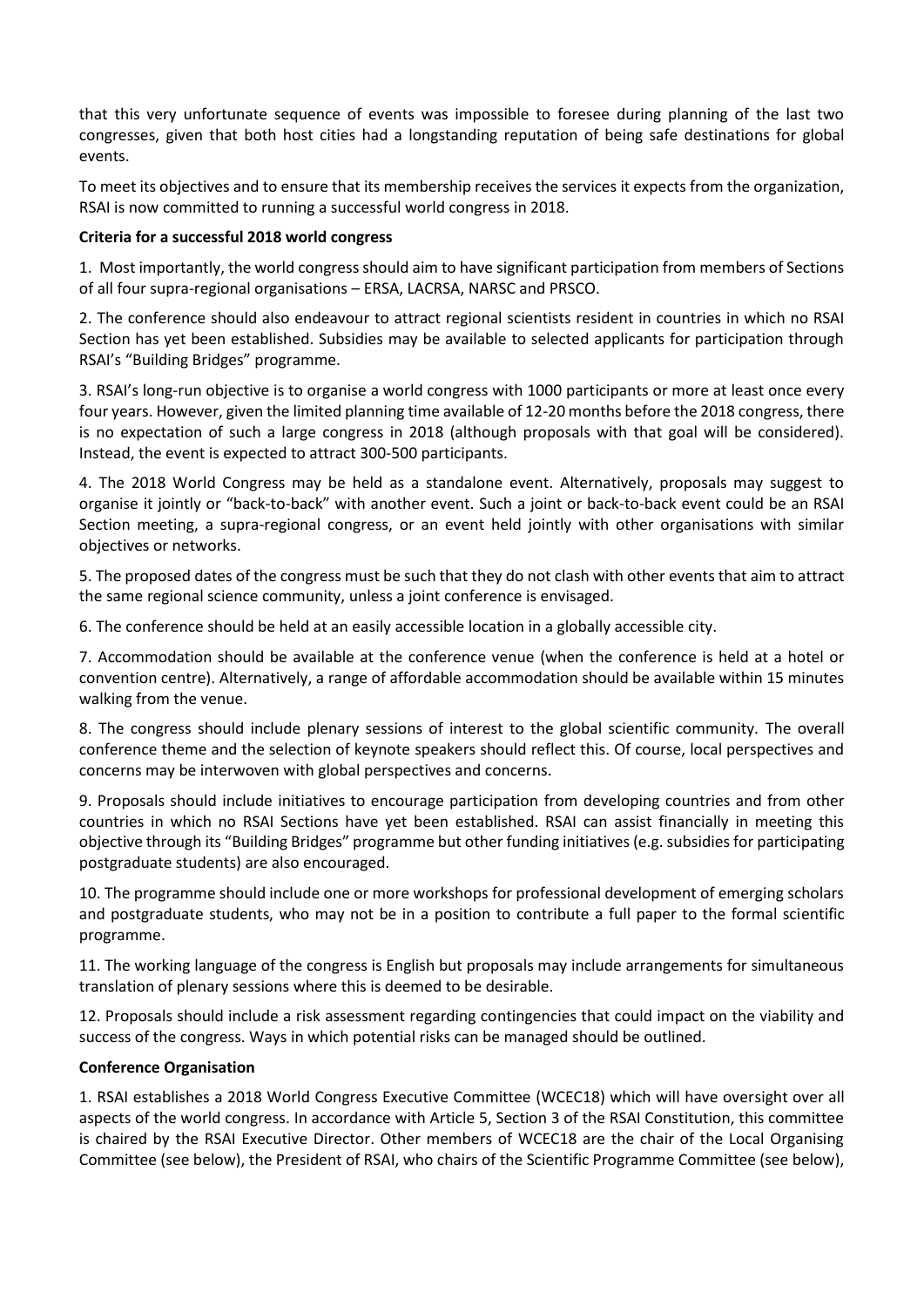that this very unfortunate sequence of events was impossible to foresee during planning of the last two congresses, given that both host cities had a longstanding reputation of being safe destinations for global events.

To meet its objectives and to ensure that its membership receives the services it expects from the organization, RSAI is now committed to running a successful world congress in 2018.

**Criteria for a successful 2018 world congress**

1. Most importantly, the world congress should aim to have significant participation from members of Sections of all four supra-regional organisations – ERSA, LACRSA, NARSC and PRSCO.

2. The conference should also endeavour to attract regional scientists resident in countries in which no RSAI Section has yet been established. Subsidies may be available to selected applicants for participation through RSAI's "Building Bridges" programme.

3. RSAI's long-run objective is to organise a world congress with 1000 participants or more at least once every four years. However, given the limited planning time available of 12-20 months before the 2018 congress, there is no expectation of such a large congress in 2018 (although proposals with that goal will be considered). Instead, the event is expected to attract 300-500 participants.

4. The 2018 World Congress may be held as a standalone event. Alternatively, proposals may suggest to organise it jointly or "back-to-back" with another event. Such a joint or back-to-back event could be an RSAI Section meeting, a supra-regional congress, or an event held jointly with other organisations with similar objectives or networks.

5. The proposed dates of the congress must be such that they do not clash with other events that aim to attract the same regional science community, unless a joint conference is envisaged.

6. The conference should be held at an easily accessible location in a globally accessible city.

7. Accommodation should be available at the conference venue (when the conference is held at a hotel or convention centre). Alternatively, a range of affordable accommodation should be available within 15 minutes walking from the venue.

8. The congress should include plenary sessions of interest to the global scientific community. The overall conference theme and the selection of keynote speakers should reflect this. Of course, local perspectives and concerns may be interwoven with global perspectives and concerns.

9. Proposals should include initiatives to encourage participation from developing countries and from other countries in which no RSAI Sections have yet been established. RSAI can assist financially in meeting this objective through its "Building Bridges" programme but other funding initiatives (e.g. subsidies for participating postgraduate students) are also encouraged.

10. The programme should include one or more workshops for professional development of emerging scholars and postgraduate students, who may not be in a position to contribute a full paper to the formal scientific programme.

11. The working language of the congress is English but proposals may include arrangements for simultaneous translation of plenary sessions where this is deemed to be desirable.

12. Proposals should include a risk assessment regarding contingencies that could impact on the viability and success of the congress. Ways in which potential risks can be managed should be outlined.

**Conference Organisation**

1. RSAI establishes a 2018 World Congress Executive Committee (WCEC18) which will have oversight over all aspects of the world congress. In accordance with Article 5, Section 3 of the RSAI Constitution, this committee is chaired by the RSAI Executive Director. Other members of WCEC18 are the chair of the Local Organising Committee (see below), the President of RSAI, who chairs of the Scientific Programme Committee (see below),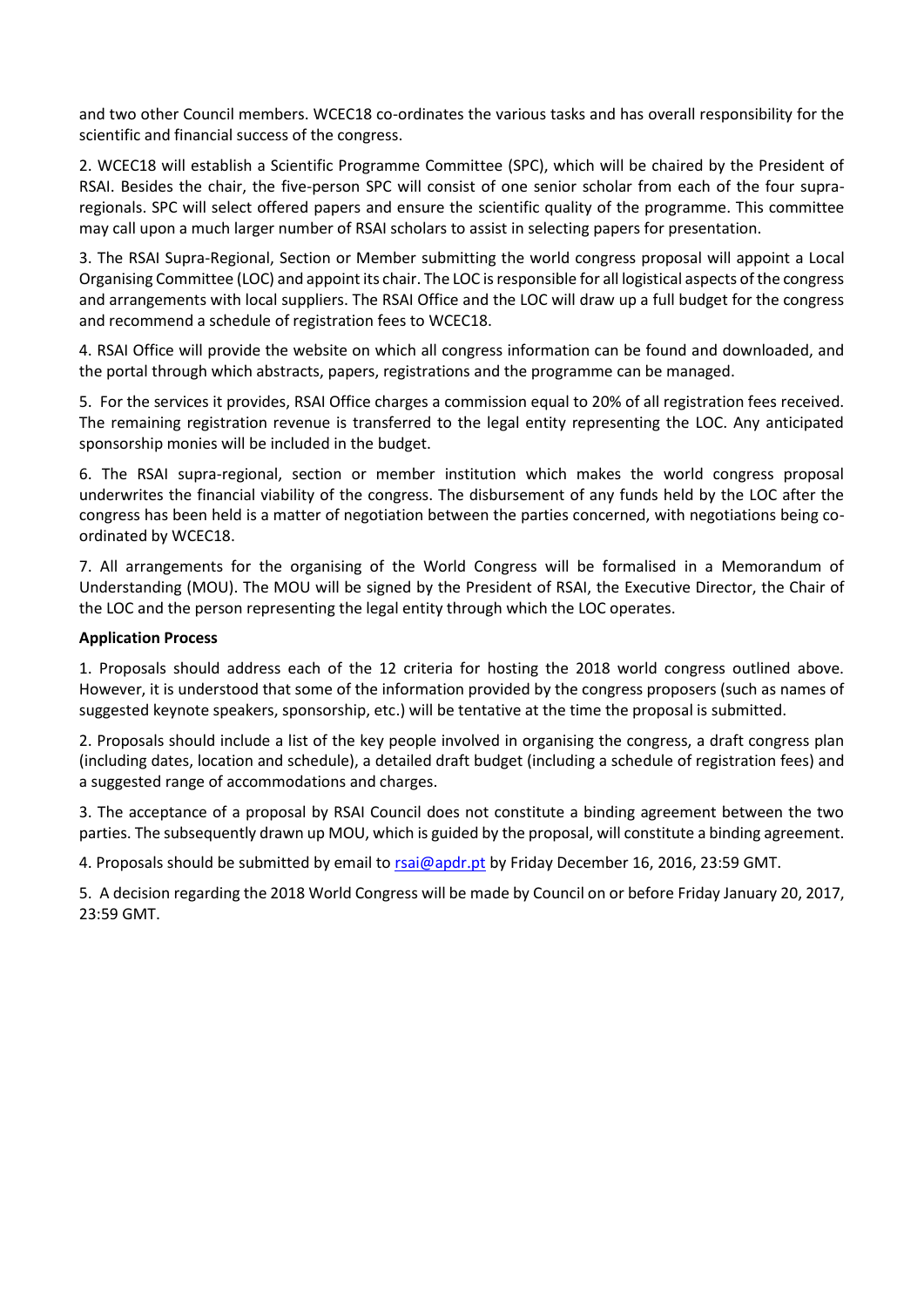and two other Council members. WCEC18 co-ordinates the various tasks and has overall responsibility for the scientific and financial success of the congress.

2. WCEC18 will establish a Scientific Programme Committee (SPC), which will be chaired by the President of RSAI. Besides the chair, the five-person SPC will consist of one senior scholar from each of the four supra-regionals. SPC will select offered papers and ensure the scientific quality of the programme. This committee may call upon a much larger number of RSAI scholars to assist in selecting papers for presentation.

3. The RSAI Supra-Regional, Section or Member submitting the world congress proposal will appoint a Local Organising Committee (LOC) and appoint its chair. The LOC is responsible for all logistical aspects of the congress and arrangements with local suppliers. The RSAI Office and the LOC will draw up a full budget for the congress and recommend a schedule of registration fees to WCEC18.

4. RSAI Office will provide the website on which all congress information can be found and downloaded, and the portal through which abstracts, papers, registrations and the programme can be managed.

5. For the services it provides, RSAI Office charges a commission equal to 20% of all registration fees received. The remaining registration revenue is transferred to the legal entity representing the LOC. Any anticipated sponsorship monies will be included in the budget.

6. The RSAI supra-regional, section or member institution which makes the world congress proposal underwrites the financial viability of the congress. The disbursement of any funds held by the LOC after the congress has been held is a matter of negotiation between the parties concerned, with negotiations being co-ordinated by WCEC18.

7. All arrangements for the organising of the World Congress will be formalised in a Memorandum of Understanding (MOU). The MOU will be signed by the President of RSAI, the Executive Director, the Chair of the LOC and the person representing the legal entity through which the LOC operates.

**Application Process**

1. Proposals should address each of the 12 criteria for hosting the 2018 world congress outlined above. However, it is understood that some of the information provided by the congress proposers (such as names of suggested keynote speakers, sponsorship, etc.) will be tentative at the time the proposal is submitted.

2. Proposals should include a list of the key people involved in organising the congress, a draft congress plan (including dates, location and schedule), a detailed draft budget (including a schedule of registration fees) and a suggested range of accommodations and charges.

3. The acceptance of a proposal by RSAI Council does not constitute a binding agreement between the two parties. The subsequently drawn up MOU, which is guided by the proposal, will constitute a binding agreement.

4. Proposals should be submitted by email to rsai@apdr.pt by Friday December 16, 2016, 23:59 GMT.

5. A decision regarding the 2018 World Congress will be made by Council on or before Friday January 20, 2017, 23:59 GMT.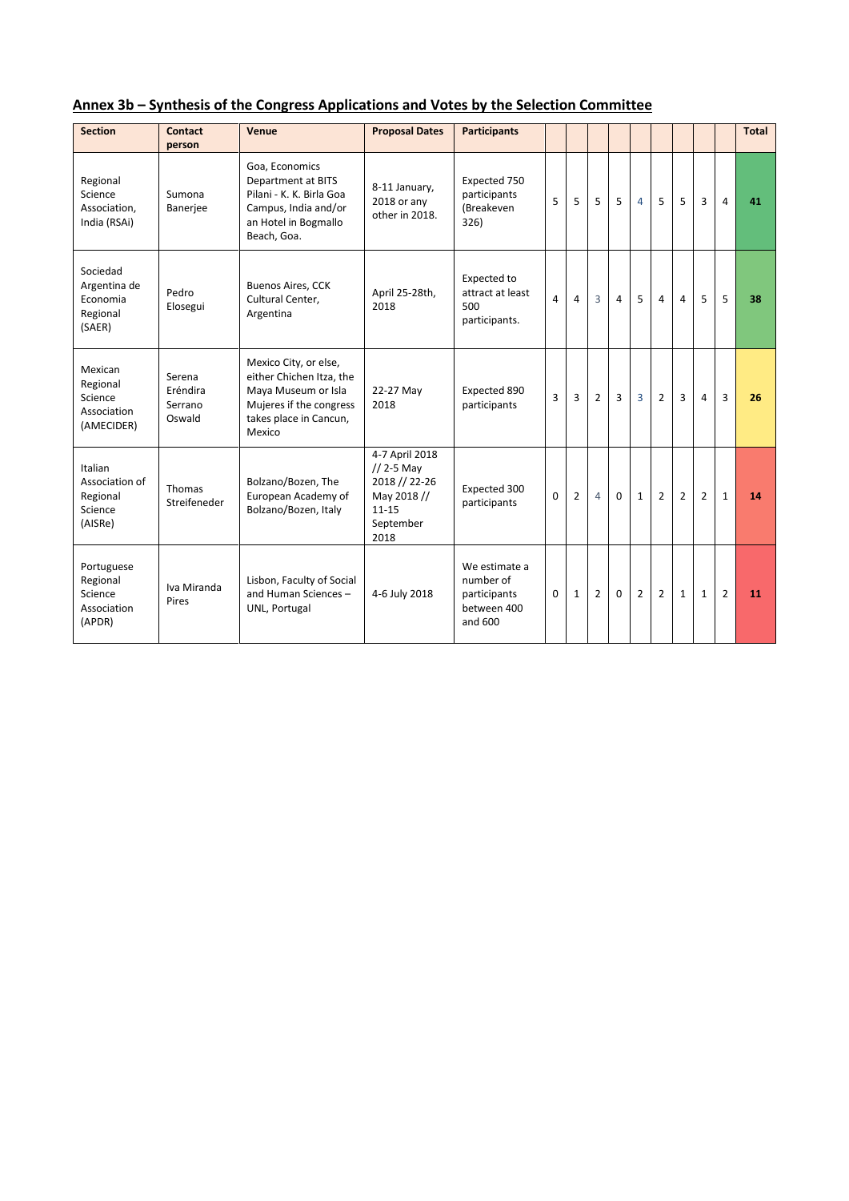## Annex 3b – Synthesis of the Congress Applications and Votes by the Selection Committee

| Section | Contact person | Venue | Proposal Dates | Participants | | | | | | | | | | | Total |
|---|---|---|---|---|---|---|---|---|---|---|---|---|---|---|---|
| Regional Science Association, India (RSAi) | Sumona Banerjee | Goa, Economics Department at BITS Pilani - K. K. Birla Goa Campus, India and/or an Hotel in Bogmallo Beach, Goa. | 8-11 January, 2018 or any other in 2018. | Expected 750 participants (Breakeven 326) | 5 | 5 | 5 | 5 | 4 | 5 | 5 | 3 | 4 | | **41** |
| Sociedad Argentina de Economia Regional (SAER) | Pedro Elosegui | Buenos Aires, CCK Cultural Center, Argentina | April 25-28th, 2018 | Expected to attract at least 500 participants. | 4 | 4 | 3 | 4 | 5 | 4 | 4 | 5 | 5 | | **38** |
| Mexican Regional Science Association (AMECIDER) | Serena Eréndira Serrano Oswald | Mexico City, or else, either Chichen Itza, the Maya Museum or Isla Mujeres if the congress takes place in Cancun, Mexico | 22-27 May 2018 | Expected 890 participants | 3 | 3 | 2 | 3 | 3 | 2 | 3 | 4 | 3 | | **26** |
| Italian Association of Regional Science (AISRe) | Thomas Streifeneder | Bolzano/Bozen, The European Academy of Bolzano/Bozen, Italy | 4-7 April 2018 // 2-5 May 2018 // 22-26 May 2018 // 11-15 September 2018 | Expected 300 participants | 0 | 2 | 4 | 0 | 1 | 2 | 2 | 2 | 1 | | **14** |
| Portuguese Regional Science Association (APDR) | Iva Miranda Pires | Lisbon, Faculty of Social and Human Sciences – UNL, Portugal | 4-6 July 2018 | We estimate a number of participants between 400 and 600 | 0 | 1 | 2 | 0 | 2 | 2 | 1 | 1 | 2 | | **11** |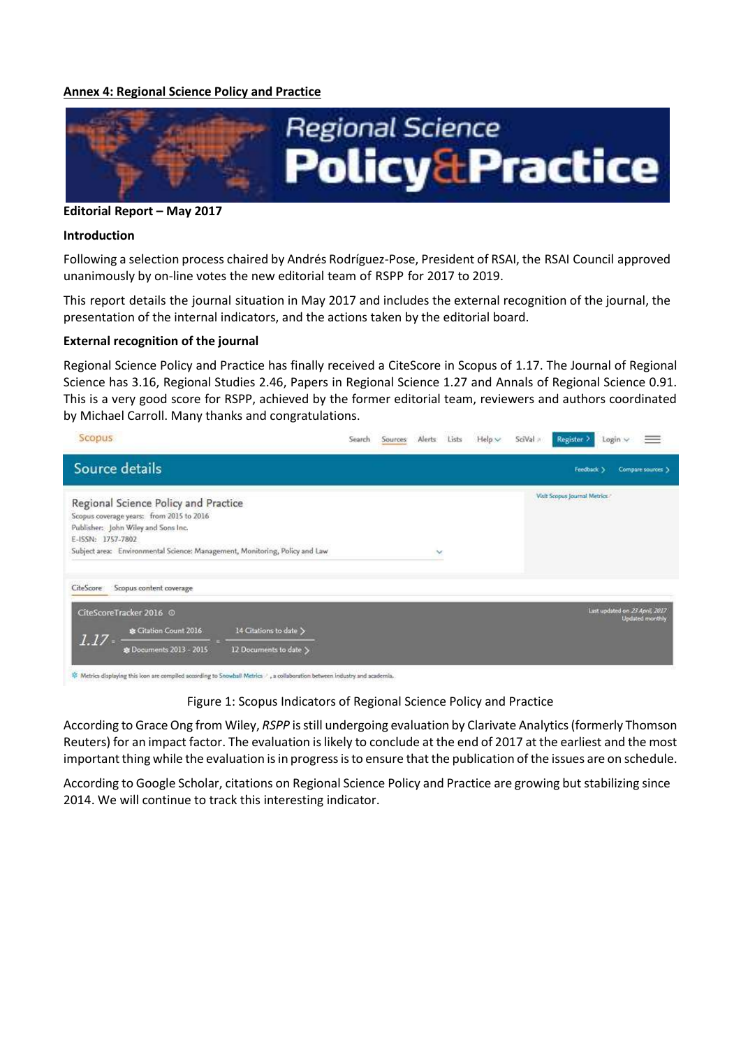**Annex 4: Regional Science Policy and Practice**

**Editorial Report – May 2017**

**Introduction**

Following a selection process chaired by Andrés Rodríguez-Pose, President of RSAI, the RSAI Council approved unanimously by on-line votes the new editorial team of RSPP for 2017 to 2019.

This report details the journal situation in May 2017 and includes the external recognition of the journal, the presentation of the internal indicators, and the actions taken by the editorial board.

**External recognition of the journal**

Regional Science Policy and Practice has finally received a CiteScore in Scopus of 1.17. The Journal of Regional Science has 3.16, Regional Studies 2.46, Papers in Regional Science 1.27 and Annals of Regional Science 0.91. This is a very good score for RSPP, achieved by the former editorial team, reviewers and authors coordinated by Michael Carroll. Many thanks and congratulations.

Figure 1: Scopus Indicators of Regional Science Policy and Practice

According to Grace Ong from Wiley, *RSPP* is still undergoing evaluation by Clarivate Analytics (formerly Thomson Reuters) for an impact factor. The evaluation is likely to conclude at the end of 2017 at the earliest and the most important thing while the evaluation is in progress is to ensure that the publication of the issues are on schedule.

According to Google Scholar, citations on Regional Science Policy and Practice are growing but stabilizing since 2014. We will continue to track this interesting indicator.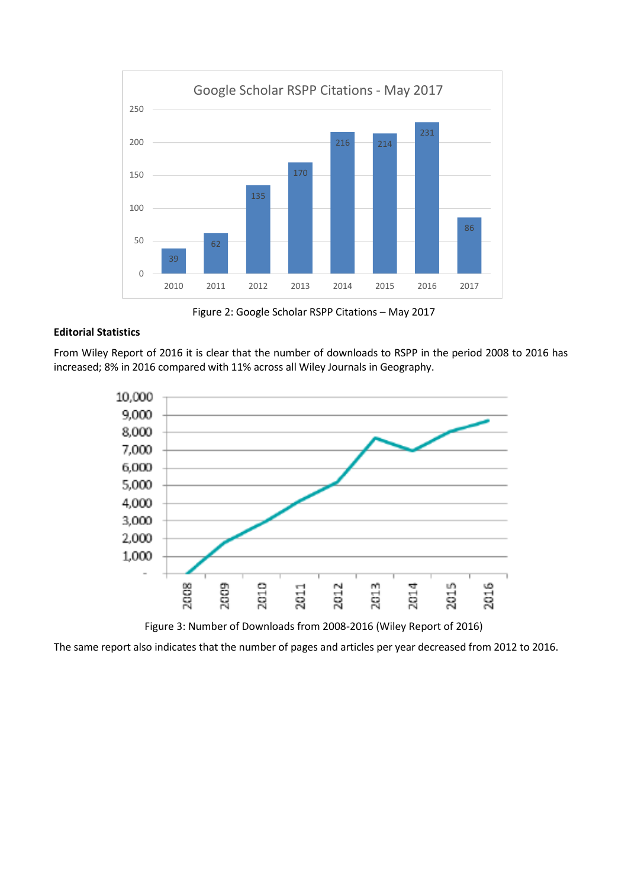Figure 2: Google Scholar RSPP Citations – May 2017

**Editorial Statistics**

From Wiley Report of 2016 it is clear that the number of downloads to RSPP in the period 2008 to 2016 has increased; 8% in 2016 compared with 11% across all Wiley Journals in Geography.

Figure 3: Number of Downloads from 2008-2016 (Wiley Report of 2016)

The same report also indicates that the number of pages and articles per year decreased from 2012 to 2016.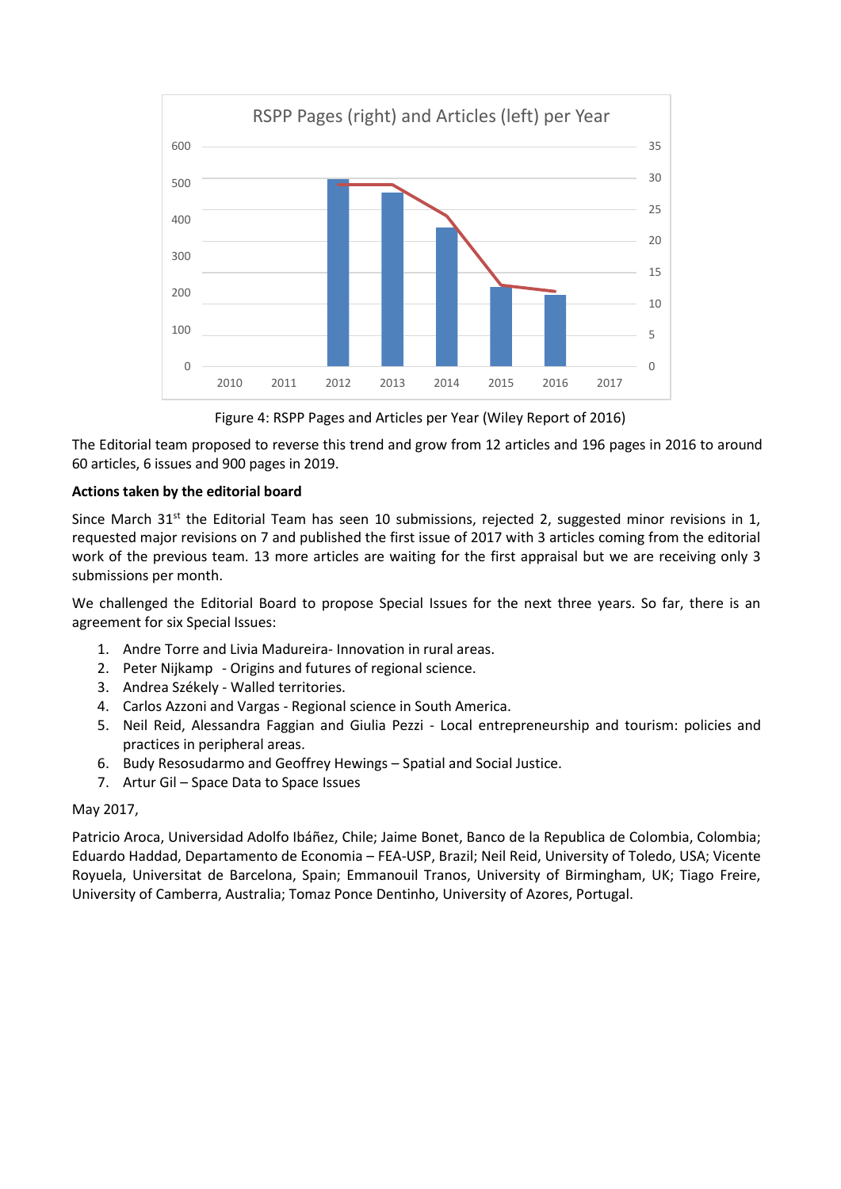RSPP Pages (right) and Articles (left) per Year

Figure 4: RSPP Pages and Articles per Year (Wiley Report of 2016)

The Editorial team proposed to reverse this trend and grow from 12 articles and 196 pages in 2016 to around 60 articles, 6 issues and 900 pages in 2019.

**Actions taken by the editorial board**

Since March 31st the Editorial Team has seen 10 submissions, rejected 2, suggested minor revisions in 1, requested major revisions on 7 and published the first issue of 2017 with 3 articles coming from the editorial work of the previous team. 13 more articles are waiting for the first appraisal but we are receiving only 3 submissions per month.

We challenged the Editorial Board to propose Special Issues for the next three years. So far, there is an agreement for six Special Issues:

1. Andre Torre and Livia Madureira- Innovation in rural areas.
2. Peter Nijkamp - Origins and futures of regional science.
3. Andrea Székely - Walled territories.
4. Carlos Azzoni and Vargas - Regional science in South America.
5. Neil Reid, Alessandra Faggian and Giulia Pezzi - Local entrepreneurship and tourism: policies and practices in peripheral areas.
6. Budy Resosudarmo and Geoffrey Hewings – Spatial and Social Justice.
7. Artur Gil – Space Data to Space Issues

May 2017,

Patricio Aroca, Universidad Adolfo Ibáñez, Chile; Jaime Bonet, Banco de la Republica de Colombia, Colombia; Eduardo Haddad, Departamento de Economia – FEA-USP, Brazil; Neil Reid, University of Toledo, USA; Vicente Royuela, Universitat de Barcelona, Spain; Emmanouil Tranos, University of Birmingham, UK; Tiago Freire, University of Camberra, Australia; Tomaz Ponce Dentinho, University of Azores, Portugal.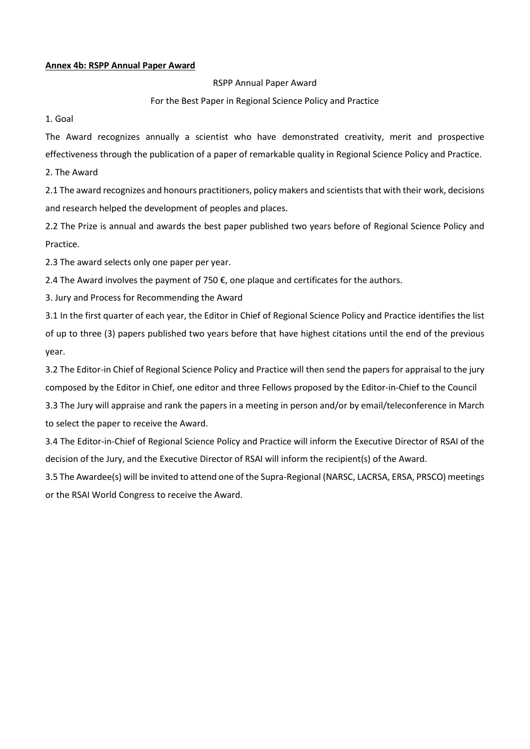**Annex 4b: RSPP Annual Paper Award**

RSPP Annual Paper Award

For the Best Paper in Regional Science Policy and Practice

1. Goal

The Award recognizes annually a scientist who have demonstrated creativity, merit and prospective effectiveness through the publication of a paper of remarkable quality in Regional Science Policy and Practice.

2. The Award

2.1 The award recognizes and honours practitioners, policy makers and scientists that with their work, decisions and research helped the development of peoples and places.

2.2 The Prize is annual and awards the best paper published two years before of Regional Science Policy and Practice.

2.3 The award selects only one paper per year.

2.4 The Award involves the payment of 750 €, one plaque and certificates for the authors.

3. Jury and Process for Recommending the Award

3.1 In the first quarter of each year, the Editor in Chief of Regional Science Policy and Practice identifies the list of up to three (3) papers published two years before that have highest citations until the end of the previous year.

3.2 The Editor-in Chief of Regional Science Policy and Practice will then send the papers for appraisal to the jury composed by the Editor in Chief, one editor and three Fellows proposed by the Editor-in-Chief to the Council

3.3 The Jury will appraise and rank the papers in a meeting in person and/or by email/teleconference in March to select the paper to receive the Award.

3.4 The Editor-in-Chief of Regional Science Policy and Practice will inform the Executive Director of RSAI of the decision of the Jury, and the Executive Director of RSAI will inform the recipient(s) of the Award.

3.5 The Awardee(s) will be invited to attend one of the Supra-Regional (NARSC, LACRSA, ERSA, PRSCO) meetings or the RSAI World Congress to receive the Award.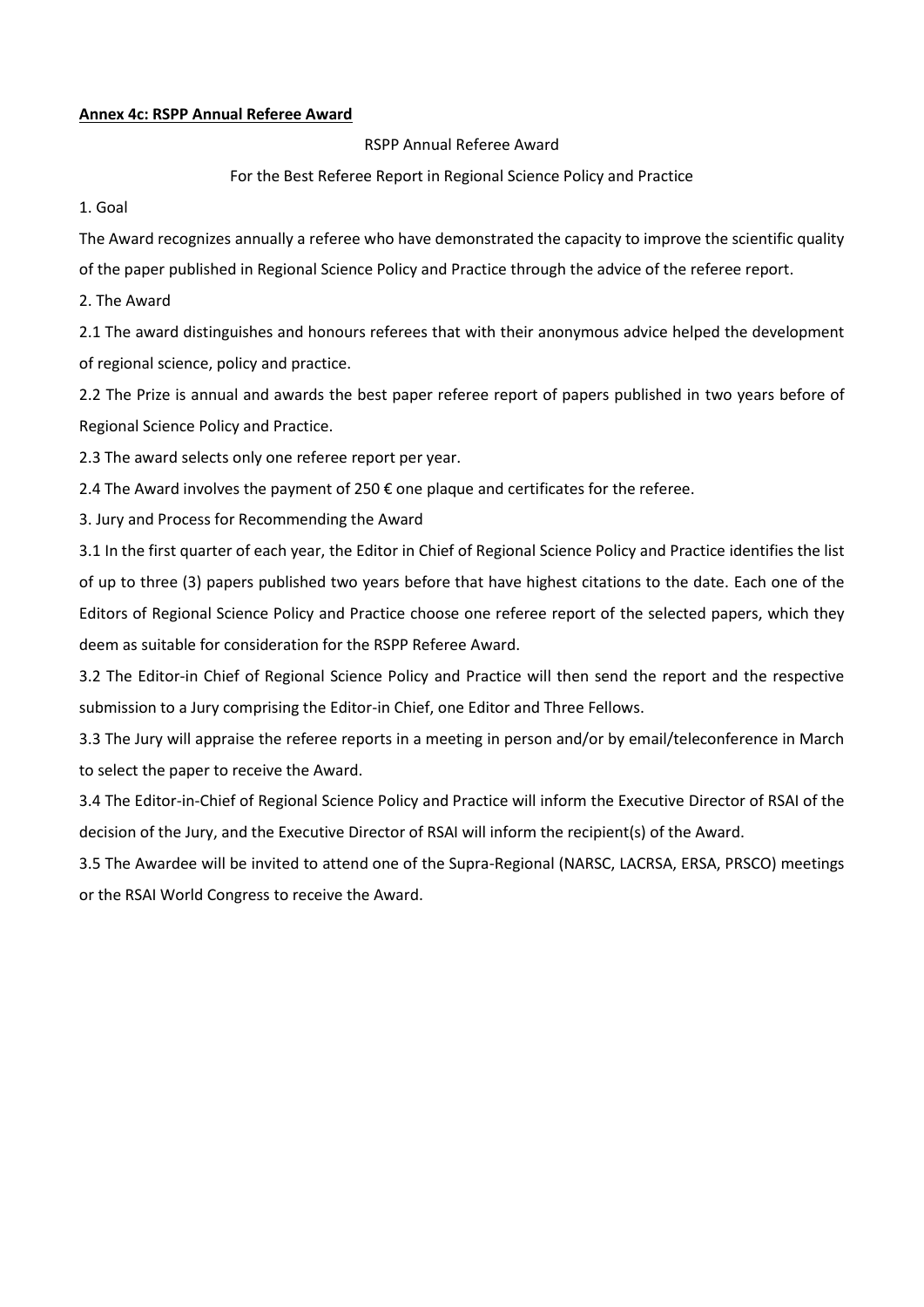**Annex 4c: RSPP Annual Referee Award**

RSPP Annual Referee Award

For the Best Referee Report in Regional Science Policy and Practice

1. Goal

The Award recognizes annually a referee who have demonstrated the capacity to improve the scientific quality of the paper published in Regional Science Policy and Practice through the advice of the referee report.

2. The Award

2.1 The award distinguishes and honours referees that with their anonymous advice helped the development of regional science, policy and practice.

2.2 The Prize is annual and awards the best paper referee report of papers published in two years before of Regional Science Policy and Practice.

2.3 The award selects only one referee report per year.

2.4 The Award involves the payment of 250 € one plaque and certificates for the referee.

3. Jury and Process for Recommending the Award

3.1 In the first quarter of each year, the Editor in Chief of Regional Science Policy and Practice identifies the list of up to three (3) papers published two years before that have highest citations to the date. Each one of the Editors of Regional Science Policy and Practice choose one referee report of the selected papers, which they deem as suitable for consideration for the RSPP Referee Award.

3.2 The Editor-in Chief of Regional Science Policy and Practice will then send the report and the respective submission to a Jury comprising the Editor-in Chief, one Editor and Three Fellows.

3.3 The Jury will appraise the referee reports in a meeting in person and/or by email/teleconference in March to select the paper to receive the Award.

3.4 The Editor-in-Chief of Regional Science Policy and Practice will inform the Executive Director of RSAI of the decision of the Jury, and the Executive Director of RSAI will inform the recipient(s) of the Award.

3.5 The Awardee will be invited to attend one of the Supra-Regional (NARSC, LACRSA, ERSA, PRSCO) meetings or the RSAI World Congress to receive the Award.